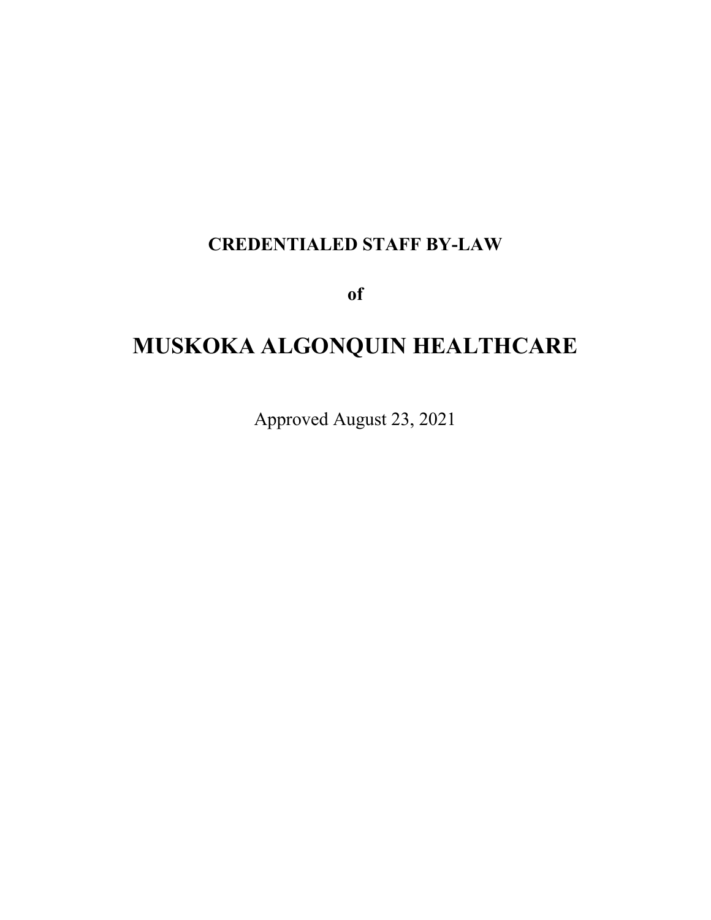**CREDENTIALED STAFF BY-LAW**

**of**

# MUSKOKA ALGONQUIN HEALTHCARE

Approved August 23, 2021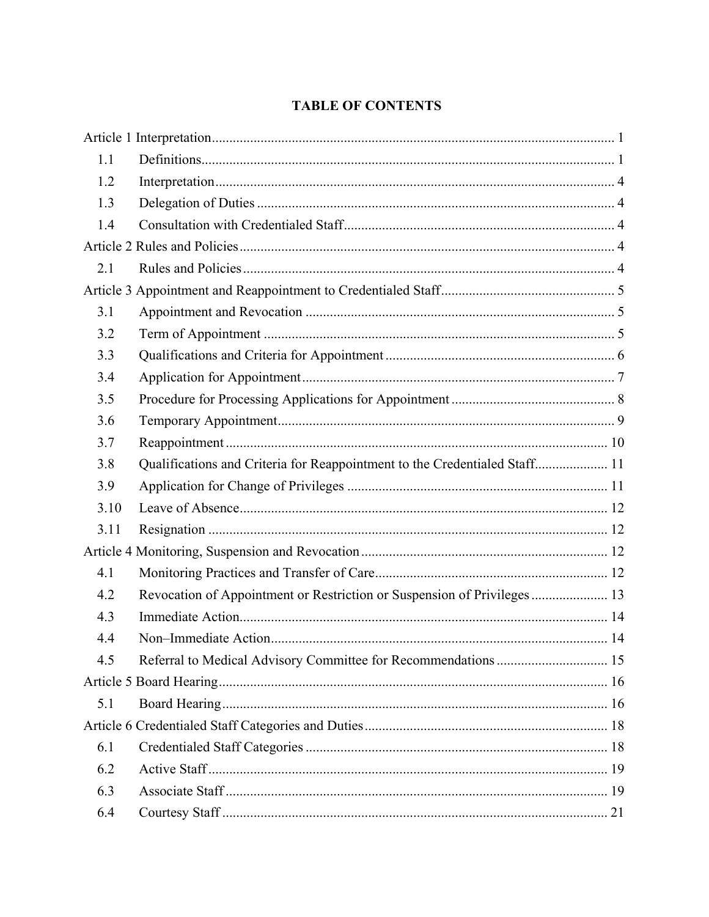# TABLE OF CONTENTS

Article 1 Interpretation .......... 1

- 1.1 Definitions .......... 1
- 1.2 Interpretation .......... 4
- 1.3 Delegation of Duties .......... 4
- 1.4 Consultation with Credentialed Staff .......... 4

Article 2 Rules and Policies .......... 4

- 2.1 Rules and Policies .......... 4

Article 3 Appointment and Reappointment to Credentialed Staff .......... 5

- 3.1 Appointment and Revocation .......... 5
- 3.2 Term of Appointment .......... 5
- 3.3 Qualifications and Criteria for Appointment .......... 6
- 3.4 Application for Appointment .......... 7
- 3.5 Procedure for Processing Applications for Appointment .......... 8
- 3.6 Temporary Appointment .......... 9
- 3.7 Reappointment .......... 10
- 3.8 Qualifications and Criteria for Reappointment to the Credentialed Staff .......... 11
- 3.9 Application for Change of Privileges .......... 11
- 3.10 Leave of Absence .......... 12
- 3.11 Resignation .......... 12

Article 4 Monitoring, Suspension and Revocation .......... 12

- 4.1 Monitoring Practices and Transfer of Care .......... 12
- 4.2 Revocation of Appointment or Restriction or Suspension of Privileges .......... 13
- 4.3 Immediate Action .......... 14
- 4.4 Non–Immediate Action .......... 14
- 4.5 Referral to Medical Advisory Committee for Recommendations .......... 15

Article 5 Board Hearing .......... 16

- 5.1 Board Hearing .......... 16

Article 6 Credentialed Staff Categories and Duties .......... 18

- 6.1 Credentialed Staff Categories .......... 18
- 6.2 Active Staff .......... 19
- 6.3 Associate Staff .......... 19
- 6.4 Courtesy Staff .......... 21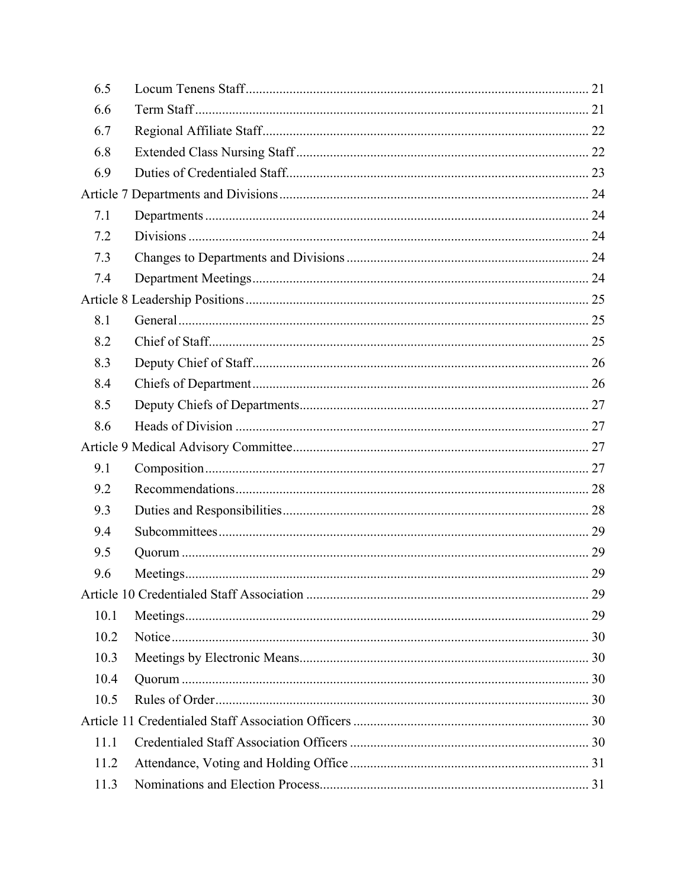| | | |
|---|---|---|
| 6.5 | Locum Tenens Staff | 21 |
| 6.6 | Term Staff | 21 |
| 6.7 | Regional Affiliate Staff | 22 |
| 6.8 | Extended Class Nursing Staff | 22 |
| 6.9 | Duties of Credentialed Staff | 23 |
| Article 7 Departments and Divisions | | 24 |
| 7.1 | Departments | 24 |
| 7.2 | Divisions | 24 |
| 7.3 | Changes to Departments and Divisions | 24 |
| 7.4 | Department Meetings | 24 |
| Article 8 Leadership Positions | | 25 |
| 8.1 | General | 25 |
| 8.2 | Chief of Staff | 25 |
| 8.3 | Deputy Chief of Staff | 26 |
| 8.4 | Chiefs of Department | 26 |
| 8.5 | Deputy Chiefs of Departments | 27 |
| 8.6 | Heads of Division | 27 |
| Article 9 Medical Advisory Committee | | 27 |
| 9.1 | Composition | 27 |
| 9.2 | Recommendations | 28 |
| 9.3 | Duties and Responsibilities | 28 |
| 9.4 | Subcommittees | 29 |
| 9.5 | Quorum | 29 |
| 9.6 | Meetings | 29 |
| Article 10 Credentialed Staff Association | | 29 |
| 10.1 | Meetings | 29 |
| 10.2 | Notice | 30 |
| 10.3 | Meetings by Electronic Means | 30 |
| 10.4 | Quorum | 30 |
| 10.5 | Rules of Order | 30 |
| Article 11 Credentialed Staff Association Officers | | 30 |
| 11.1 | Credentialed Staff Association Officers | 30 |
| 11.2 | Attendance, Voting and Holding Office | 31 |
| 11.3 | Nominations and Election Process | 31 |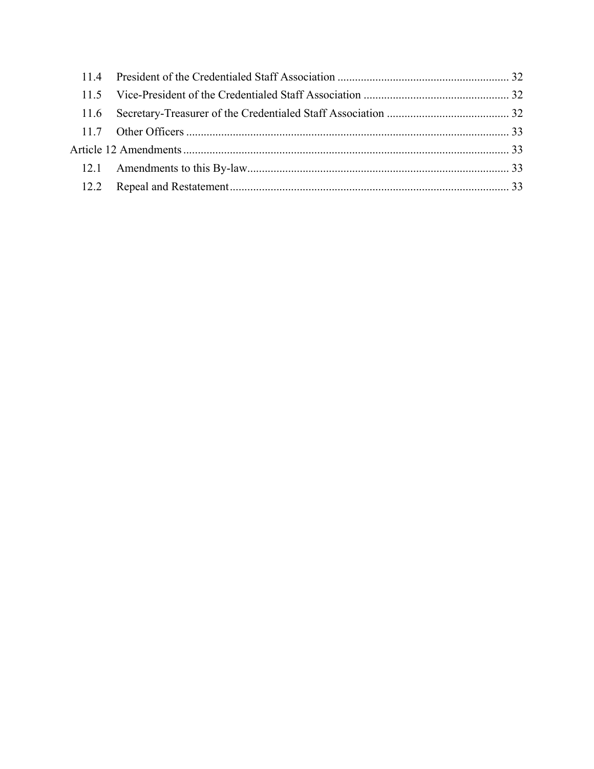11.4 President of the Credentialed Staff Association .......... 32

11.5 Vice-President of the Credentialed Staff Association .......... 32

11.6 Secretary-Treasurer of the Credentialed Staff Association .......... 32

11.7 Other Officers .......... 33

Article 12 Amendments .......... 33

12.1 Amendments to this By-law .......... 33

12.2 Repeal and Restatement .......... 33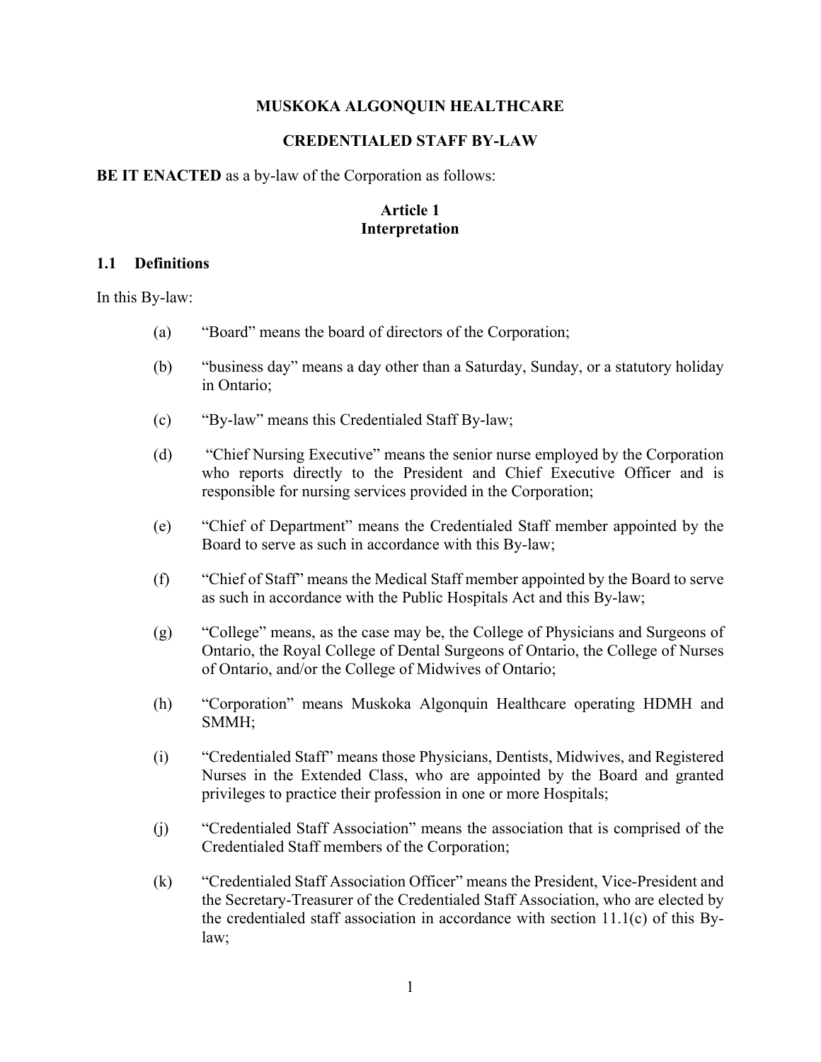**MUSKOKA ALGONQUIN HEALTHCARE**

**CREDENTIALED STAFF BY-LAW**

**BE IT ENACTED** as a by-law of the Corporation as follows:

## Article 1
## Interpretation

### 1.1 Definitions

In this By-law:

(a) "Board" means the board of directors of the Corporation;

(b) "business day" means a day other than a Saturday, Sunday, or a statutory holiday in Ontario;

(c) "By-law" means this Credentialed Staff By-law;

(d) "Chief Nursing Executive" means the senior nurse employed by the Corporation who reports directly to the President and Chief Executive Officer and is responsible for nursing services provided in the Corporation;

(e) "Chief of Department" means the Credentialed Staff member appointed by the Board to serve as such in accordance with this By-law;

(f) "Chief of Staff" means the Medical Staff member appointed by the Board to serve as such in accordance with the Public Hospitals Act and this By-law;

(g) "College" means, as the case may be, the College of Physicians and Surgeons of Ontario, the Royal College of Dental Surgeons of Ontario, the College of Nurses of Ontario, and/or the College of Midwives of Ontario;

(h) "Corporation" means Muskoka Algonquin Healthcare operating HDMH and SMMH;

(i) "Credentialed Staff" means those Physicians, Dentists, Midwives, and Registered Nurses in the Extended Class, who are appointed by the Board and granted privileges to practice their profession in one or more Hospitals;

(j) "Credentialed Staff Association" means the association that is comprised of the Credentialed Staff members of the Corporation;

(k) "Credentialed Staff Association Officer" means the President, Vice-President and the Secretary-Treasurer of the Credentialed Staff Association, who are elected by the credentialed staff association in accordance with section 11.1(c) of this By-law;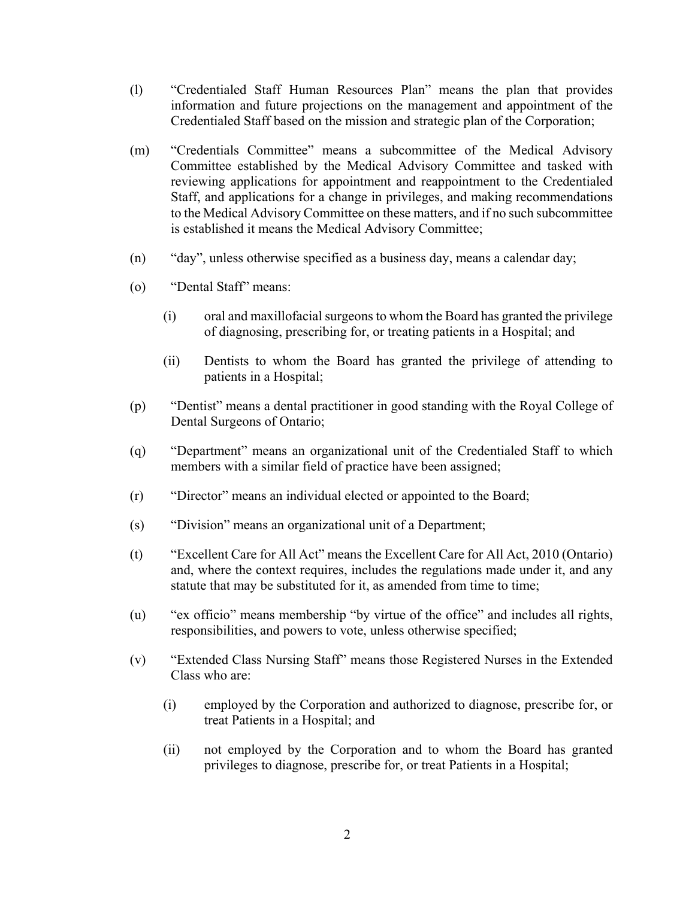(l) "Credentialed Staff Human Resources Plan" means the plan that provides information and future projections on the management and appointment of the Credentialed Staff based on the mission and strategic plan of the Corporation;

(m) "Credentials Committee" means a subcommittee of the Medical Advisory Committee established by the Medical Advisory Committee and tasked with reviewing applications for appointment and reappointment to the Credentialed Staff, and applications for a change in privileges, and making recommendations to the Medical Advisory Committee on these matters, and if no such subcommittee is established it means the Medical Advisory Committee;

(n) "day", unless otherwise specified as a business day, means a calendar day;

(o) "Dental Staff" means:

  (i) oral and maxillofacial surgeons to whom the Board has granted the privilege of diagnosing, prescribing for, or treating patients in a Hospital; and

  (ii) Dentists to whom the Board has granted the privilege of attending to patients in a Hospital;

(p) "Dentist" means a dental practitioner in good standing with the Royal College of Dental Surgeons of Ontario;

(q) "Department" means an organizational unit of the Credentialed Staff to which members with a similar field of practice have been assigned;

(r) "Director" means an individual elected or appointed to the Board;

(s) "Division" means an organizational unit of a Department;

(t) "Excellent Care for All Act" means the Excellent Care for All Act, 2010 (Ontario) and, where the context requires, includes the regulations made under it, and any statute that may be substituted for it, as amended from time to time;

(u) "ex officio" means membership "by virtue of the office" and includes all rights, responsibilities, and powers to vote, unless otherwise specified;

(v) "Extended Class Nursing Staff" means those Registered Nurses in the Extended Class who are:

  (i) employed by the Corporation and authorized to diagnose, prescribe for, or treat Patients in a Hospital; and

  (ii) not employed by the Corporation and to whom the Board has granted privileges to diagnose, prescribe for, or treat Patients in a Hospital;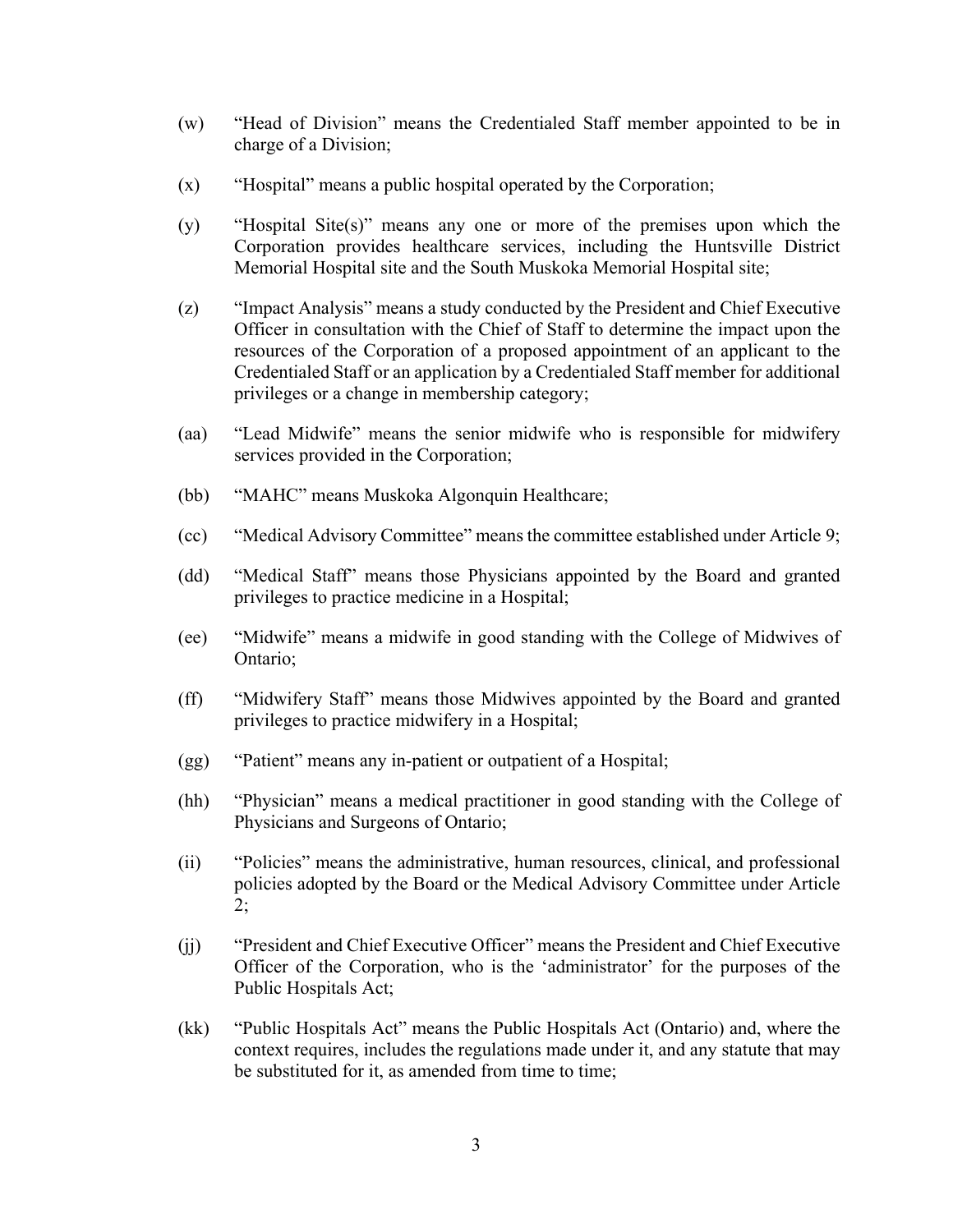(w) "Head of Division" means the Credentialed Staff member appointed to be in charge of a Division;

(x) "Hospital" means a public hospital operated by the Corporation;

(y) "Hospital Site(s)" means any one or more of the premises upon which the Corporation provides healthcare services, including the Huntsville District Memorial Hospital site and the South Muskoka Memorial Hospital site;

(z) "Impact Analysis" means a study conducted by the President and Chief Executive Officer in consultation with the Chief of Staff to determine the impact upon the resources of the Corporation of a proposed appointment of an applicant to the Credentialed Staff or an application by a Credentialed Staff member for additional privileges or a change in membership category;

(aa) "Lead Midwife" means the senior midwife who is responsible for midwifery services provided in the Corporation;

(bb) "MAHC" means Muskoka Algonquin Healthcare;

(cc) "Medical Advisory Committee" means the committee established under Article 9;

(dd) "Medical Staff" means those Physicians appointed by the Board and granted privileges to practice medicine in a Hospital;

(ee) "Midwife" means a midwife in good standing with the College of Midwives of Ontario;

(ff) "Midwifery Staff" means those Midwives appointed by the Board and granted privileges to practice midwifery in a Hospital;

(gg) "Patient" means any in-patient or outpatient of a Hospital;

(hh) "Physician" means a medical practitioner in good standing with the College of Physicians and Surgeons of Ontario;

(ii) "Policies" means the administrative, human resources, clinical, and professional policies adopted by the Board or the Medical Advisory Committee under Article 2;

(jj) "President and Chief Executive Officer" means the President and Chief Executive Officer of the Corporation, who is the 'administrator' for the purposes of the Public Hospitals Act;

(kk) "Public Hospitals Act" means the Public Hospitals Act (Ontario) and, where the context requires, includes the regulations made under it, and any statute that may be substituted for it, as amended from time to time;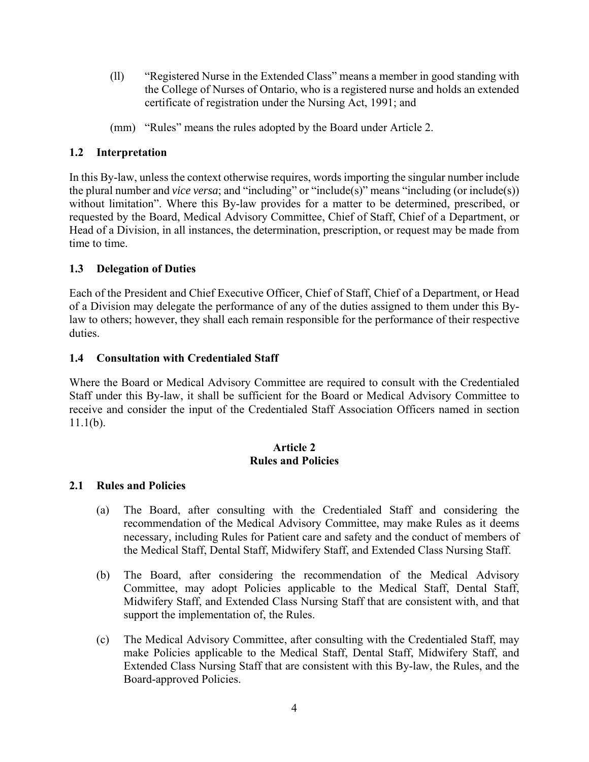(ll) "Registered Nurse in the Extended Class" means a member in good standing with the College of Nurses of Ontario, who is a registered nurse and holds an extended certificate of registration under the Nursing Act, 1991; and

(mm) "Rules" means the rules adopted by the Board under Article 2.

### 1.2 Interpretation

In this By-law, unless the context otherwise requires, words importing the singular number include the plural number and *vice versa*; and "including" or "include(s)" means "including (or include(s)) without limitation". Where this By-law provides for a matter to be determined, prescribed, or requested by the Board, Medical Advisory Committee, Chief of Staff, Chief of a Department, or Head of a Division, in all instances, the determination, prescription, or request may be made from time to time.

### 1.3 Delegation of Duties

Each of the President and Chief Executive Officer, Chief of Staff, Chief of a Department, or Head of a Division may delegate the performance of any of the duties assigned to them under this By-law to others; however, they shall each remain responsible for the performance of their respective duties.

### 1.4 Consultation with Credentialed Staff

Where the Board or Medical Advisory Committee are required to consult with the Credentialed Staff under this By-law, it shall be sufficient for the Board or Medical Advisory Committee to receive and consider the input of the Credentialed Staff Association Officers named in section 11.1(b).

## Article 2
## Rules and Policies

### 2.1 Rules and Policies

(a) The Board, after consulting with the Credentialed Staff and considering the recommendation of the Medical Advisory Committee, may make Rules as it deems necessary, including Rules for Patient care and safety and the conduct of members of the Medical Staff, Dental Staff, Midwifery Staff, and Extended Class Nursing Staff.

(b) The Board, after considering the recommendation of the Medical Advisory Committee, may adopt Policies applicable to the Medical Staff, Dental Staff, Midwifery Staff, and Extended Class Nursing Staff that are consistent with, and that support the implementation of, the Rules.

(c) The Medical Advisory Committee, after consulting with the Credentialed Staff, may make Policies applicable to the Medical Staff, Dental Staff, Midwifery Staff, and Extended Class Nursing Staff that are consistent with this By-law, the Rules, and the Board-approved Policies.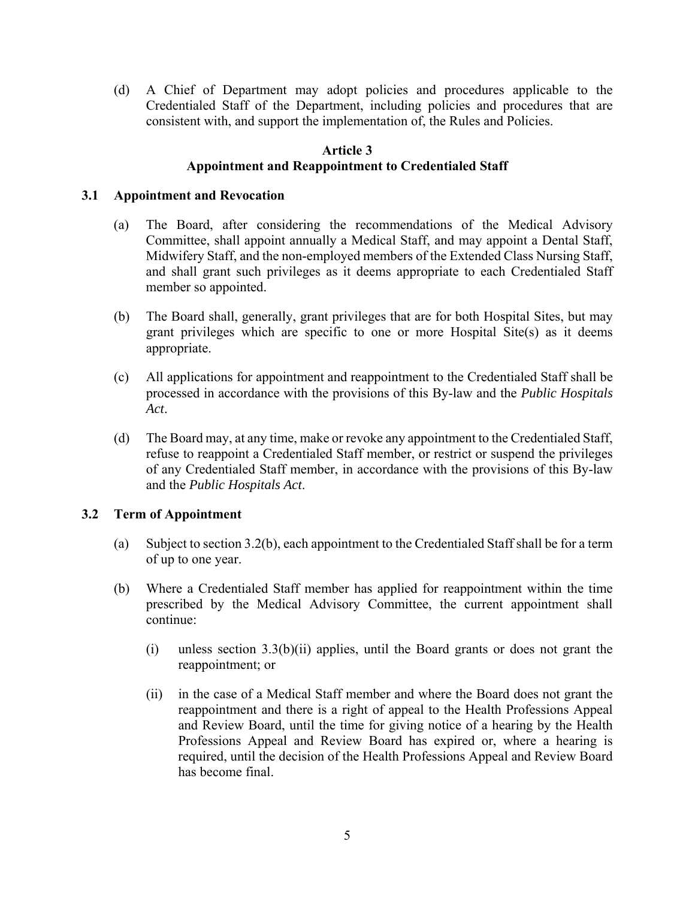(d) A Chief of Department may adopt policies and procedures applicable to the Credentialed Staff of the Department, including policies and procedures that are consistent with, and support the implementation of, the Rules and Policies.

## Article 3
## Appointment and Reappointment to Credentialed Staff

### 3.1 Appointment and Revocation

(a) The Board, after considering the recommendations of the Medical Advisory Committee, shall appoint annually a Medical Staff, and may appoint a Dental Staff, Midwifery Staff, and the non-employed members of the Extended Class Nursing Staff, and shall grant such privileges as it deems appropriate to each Credentialed Staff member so appointed.

(b) The Board shall, generally, grant privileges that are for both Hospital Sites, but may grant privileges which are specific to one or more Hospital Site(s) as it deems appropriate.

(c) All applications for appointment and reappointment to the Credentialed Staff shall be processed in accordance with the provisions of this By-law and the *Public Hospitals Act*.

(d) The Board may, at any time, make or revoke any appointment to the Credentialed Staff, refuse to reappoint a Credentialed Staff member, or restrict or suspend the privileges of any Credentialed Staff member, in accordance with the provisions of this By-law and the *Public Hospitals Act*.

### 3.2 Term of Appointment

(a) Subject to section 3.2(b), each appointment to the Credentialed Staff shall be for a term of up to one year.

(b) Where a Credentialed Staff member has applied for reappointment within the time prescribed by the Medical Advisory Committee, the current appointment shall continue:

(i) unless section 3.3(b)(ii) applies, until the Board grants or does not grant the reappointment; or

(ii) in the case of a Medical Staff member and where the Board does not grant the reappointment and there is a right of appeal to the Health Professions Appeal and Review Board, until the time for giving notice of a hearing by the Health Professions Appeal and Review Board has expired or, where a hearing is required, until the decision of the Health Professions Appeal and Review Board has become final.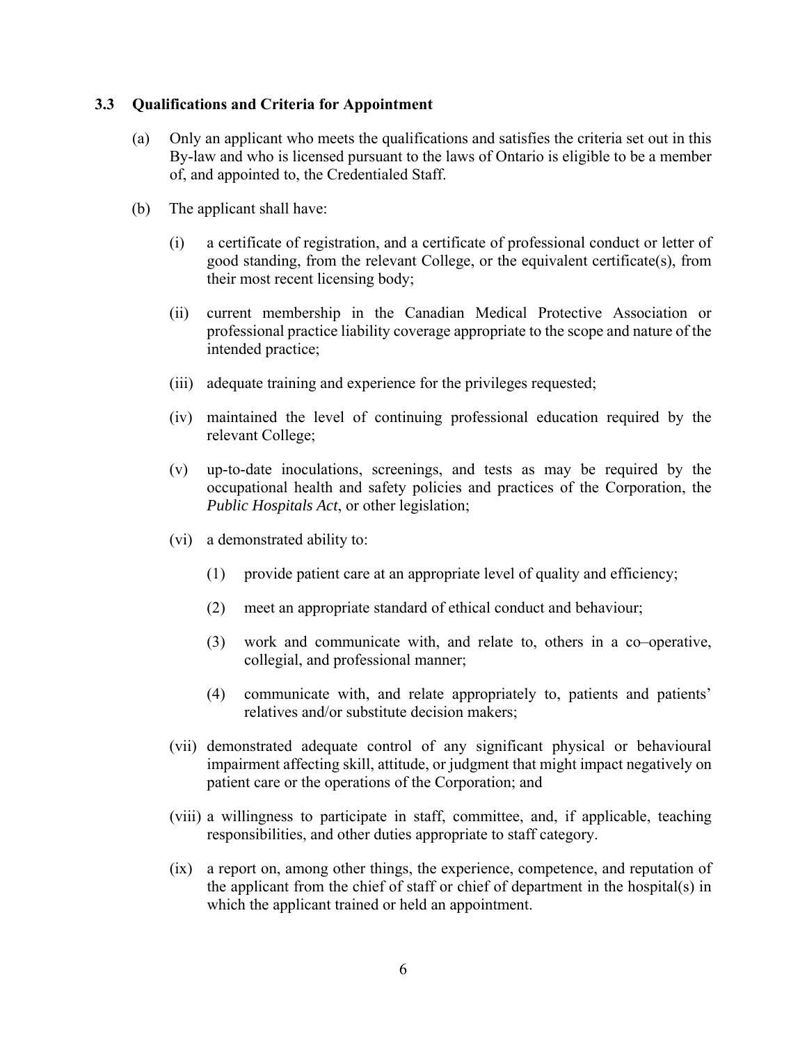### 3.3 Qualifications and Criteria for Appointment

(a) Only an applicant who meets the qualifications and satisfies the criteria set out in this By-law and who is licensed pursuant to the laws of Ontario is eligible to be a member of, and appointed to, the Credentialed Staff.

(b) The applicant shall have:

(i) a certificate of registration, and a certificate of professional conduct or letter of good standing, from the relevant College, or the equivalent certificate(s), from their most recent licensing body;

(ii) current membership in the Canadian Medical Protective Association or professional practice liability coverage appropriate to the scope and nature of the intended practice;

(iii) adequate training and experience for the privileges requested;

(iv) maintained the level of continuing professional education required by the relevant College;

(v) up-to-date inoculations, screenings, and tests as may be required by the occupational health and safety policies and practices of the Corporation, the *Public Hospitals Act*, or other legislation;

(vi) a demonstrated ability to:

(1) provide patient care at an appropriate level of quality and efficiency;

(2) meet an appropriate standard of ethical conduct and behaviour;

(3) work and communicate with, and relate to, others in a co–operative, collegial, and professional manner;

(4) communicate with, and relate appropriately to, patients and patients' relatives and/or substitute decision makers;

(vii) demonstrated adequate control of any significant physical or behavioural impairment affecting skill, attitude, or judgment that might impact negatively on patient care or the operations of the Corporation; and

(viii) a willingness to participate in staff, committee, and, if applicable, teaching responsibilities, and other duties appropriate to staff category.

(ix) a report on, among other things, the experience, competence, and reputation of the applicant from the chief of staff or chief of department in the hospital(s) in which the applicant trained or held an appointment.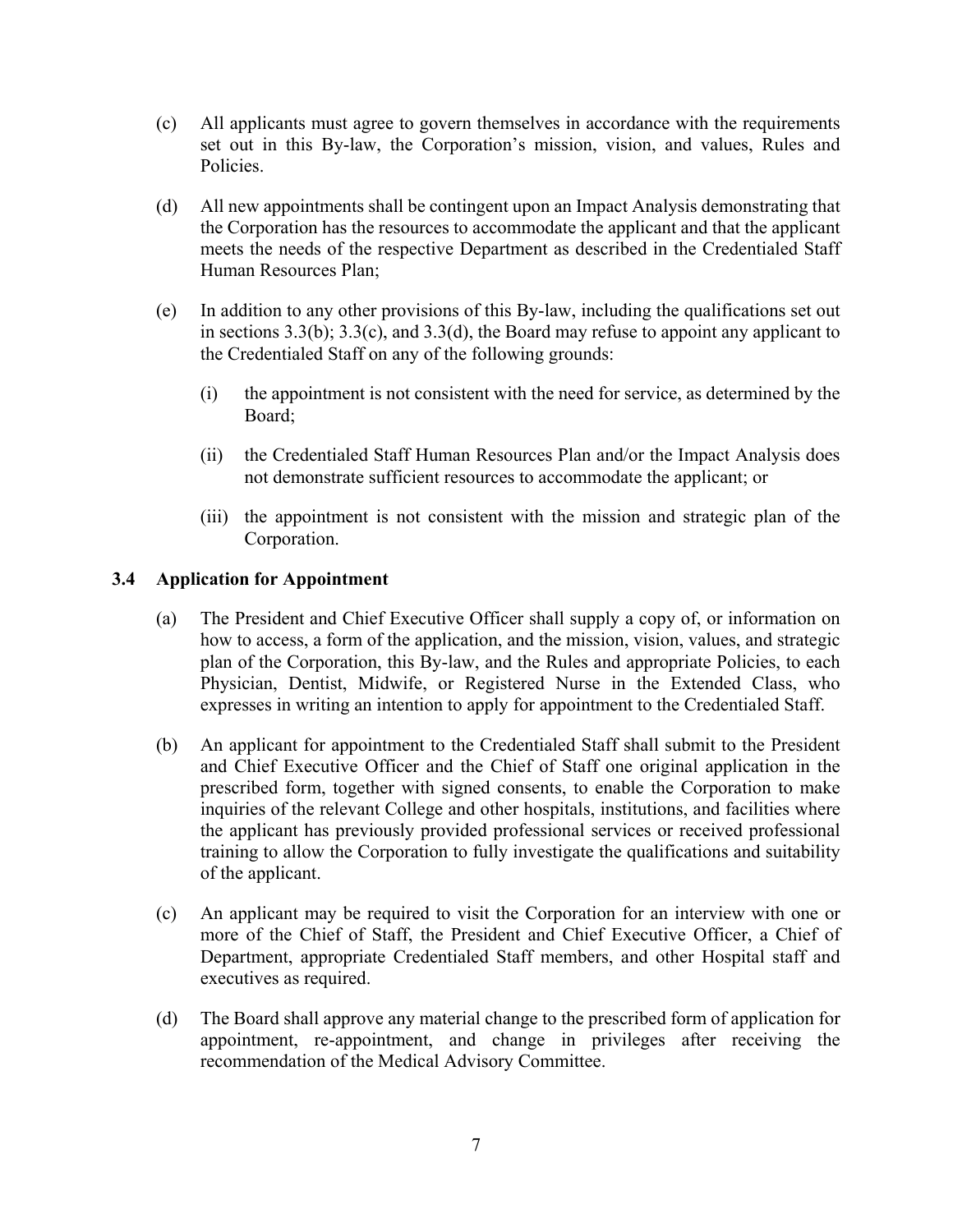(c) All applicants must agree to govern themselves in accordance with the requirements set out in this By-law, the Corporation's mission, vision, and values, Rules and Policies.

(d) All new appointments shall be contingent upon an Impact Analysis demonstrating that the Corporation has the resources to accommodate the applicant and that the applicant meets the needs of the respective Department as described in the Credentialed Staff Human Resources Plan;

(e) In addition to any other provisions of this By-law, including the qualifications set out in sections 3.3(b); 3.3(c), and 3.3(d), the Board may refuse to appoint any applicant to the Credentialed Staff on any of the following grounds:

(i) the appointment is not consistent with the need for service, as determined by the Board;

(ii) the Credentialed Staff Human Resources Plan and/or the Impact Analysis does not demonstrate sufficient resources to accommodate the applicant; or

(iii) the appointment is not consistent with the mission and strategic plan of the Corporation.

### 3.4 Application for Appointment

(a) The President and Chief Executive Officer shall supply a copy of, or information on how to access, a form of the application, and the mission, vision, values, and strategic plan of the Corporation, this By-law, and the Rules and appropriate Policies, to each Physician, Dentist, Midwife, or Registered Nurse in the Extended Class, who expresses in writing an intention to apply for appointment to the Credentialed Staff.

(b) An applicant for appointment to the Credentialed Staff shall submit to the President and Chief Executive Officer and the Chief of Staff one original application in the prescribed form, together with signed consents, to enable the Corporation to make inquiries of the relevant College and other hospitals, institutions, and facilities where the applicant has previously provided professional services or received professional training to allow the Corporation to fully investigate the qualifications and suitability of the applicant.

(c) An applicant may be required to visit the Corporation for an interview with one or more of the Chief of Staff, the President and Chief Executive Officer, a Chief of Department, appropriate Credentialed Staff members, and other Hospital staff and executives as required.

(d) The Board shall approve any material change to the prescribed form of application for appointment, re-appointment, and change in privileges after receiving the recommendation of the Medical Advisory Committee.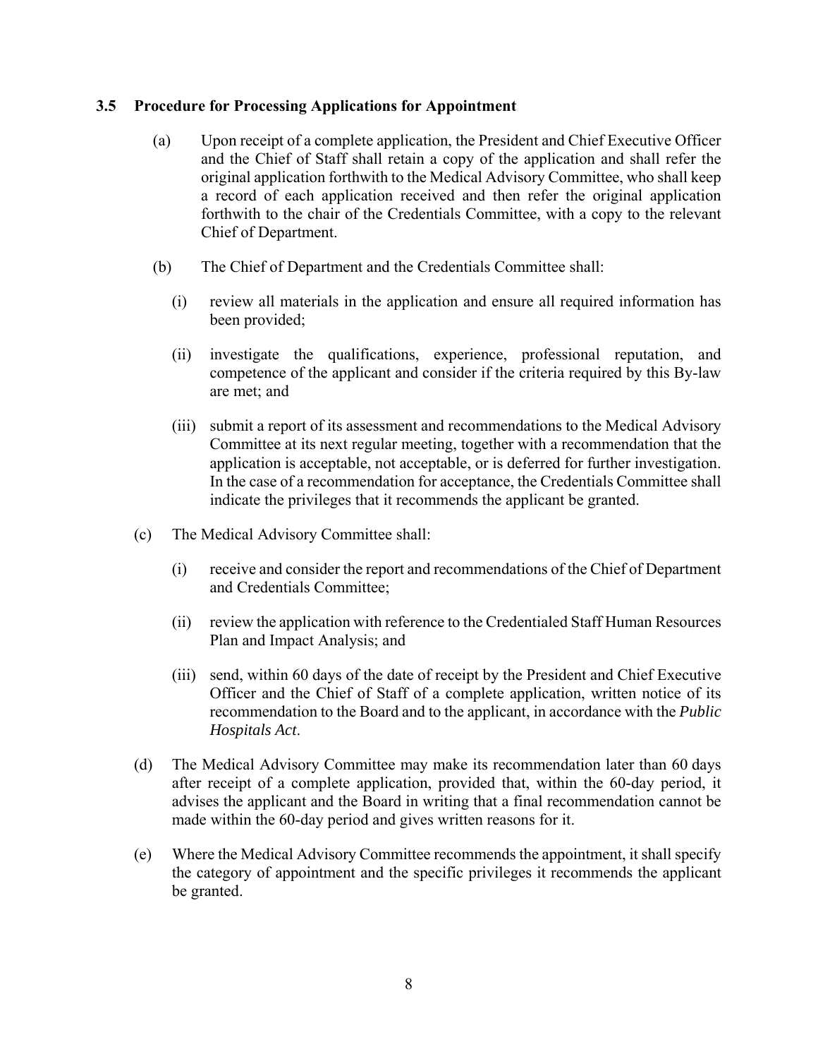### 3.5 Procedure for Processing Applications for Appointment

(a) Upon receipt of a complete application, the President and Chief Executive Officer and the Chief of Staff shall retain a copy of the application and shall refer the original application forthwith to the Medical Advisory Committee, who shall keep a record of each application received and then refer the original application forthwith to the chair of the Credentials Committee, with a copy to the relevant Chief of Department.

(b) The Chief of Department and the Credentials Committee shall:

(i) review all materials in the application and ensure all required information has been provided;

(ii) investigate the qualifications, experience, professional reputation, and competence of the applicant and consider if the criteria required by this By-law are met; and

(iii) submit a report of its assessment and recommendations to the Medical Advisory Committee at its next regular meeting, together with a recommendation that the application is acceptable, not acceptable, or is deferred for further investigation. In the case of a recommendation for acceptance, the Credentials Committee shall indicate the privileges that it recommends the applicant be granted.

(c) The Medical Advisory Committee shall:

(i) receive and consider the report and recommendations of the Chief of Department and Credentials Committee;

(ii) review the application with reference to the Credentialed Staff Human Resources Plan and Impact Analysis; and

(iii) send, within 60 days of the date of receipt by the President and Chief Executive Officer and the Chief of Staff of a complete application, written notice of its recommendation to the Board and to the applicant, in accordance with the *Public Hospitals Act*.

(d) The Medical Advisory Committee may make its recommendation later than 60 days after receipt of a complete application, provided that, within the 60-day period, it advises the applicant and the Board in writing that a final recommendation cannot be made within the 60-day period and gives written reasons for it.

(e) Where the Medical Advisory Committee recommends the appointment, it shall specify the category of appointment and the specific privileges it recommends the applicant be granted.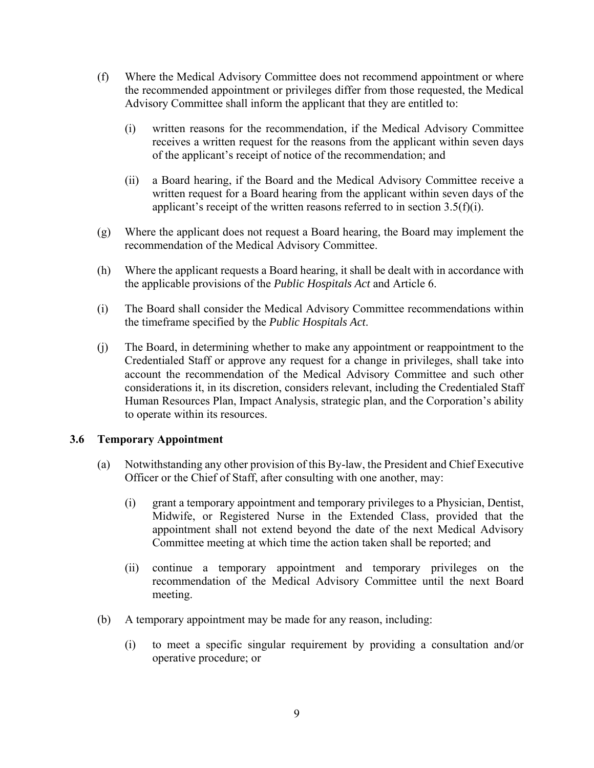(f) Where the Medical Advisory Committee does not recommend appointment or where the recommended appointment or privileges differ from those requested, the Medical Advisory Committee shall inform the applicant that they are entitled to:

   (i) written reasons for the recommendation, if the Medical Advisory Committee receives a written request for the reasons from the applicant within seven days of the applicant's receipt of notice of the recommendation; and

   (ii) a Board hearing, if the Board and the Medical Advisory Committee receive a written request for a Board hearing from the applicant within seven days of the applicant's receipt of the written reasons referred to in section 3.5(f)(i).

(g) Where the applicant does not request a Board hearing, the Board may implement the recommendation of the Medical Advisory Committee.

(h) Where the applicant requests a Board hearing, it shall be dealt with in accordance with the applicable provisions of the *Public Hospitals Act* and Article 6.

(i) The Board shall consider the Medical Advisory Committee recommendations within the timeframe specified by the *Public Hospitals Act*.

(j) The Board, in determining whether to make any appointment or reappointment to the Credentialed Staff or approve any request for a change in privileges, shall take into account the recommendation of the Medical Advisory Committee and such other considerations it, in its discretion, considers relevant, including the Credentialed Staff Human Resources Plan, Impact Analysis, strategic plan, and the Corporation's ability to operate within its resources.

### 3.6 Temporary Appointment

(a) Notwithstanding any other provision of this By-law, the President and Chief Executive Officer or the Chief of Staff, after consulting with one another, may:

   (i) grant a temporary appointment and temporary privileges to a Physician, Dentist, Midwife, or Registered Nurse in the Extended Class, provided that the appointment shall not extend beyond the date of the next Medical Advisory Committee meeting at which time the action taken shall be reported; and

   (ii) continue a temporary appointment and temporary privileges on the recommendation of the Medical Advisory Committee until the next Board meeting.

(b) A temporary appointment may be made for any reason, including:

   (i) to meet a specific singular requirement by providing a consultation and/or operative procedure; or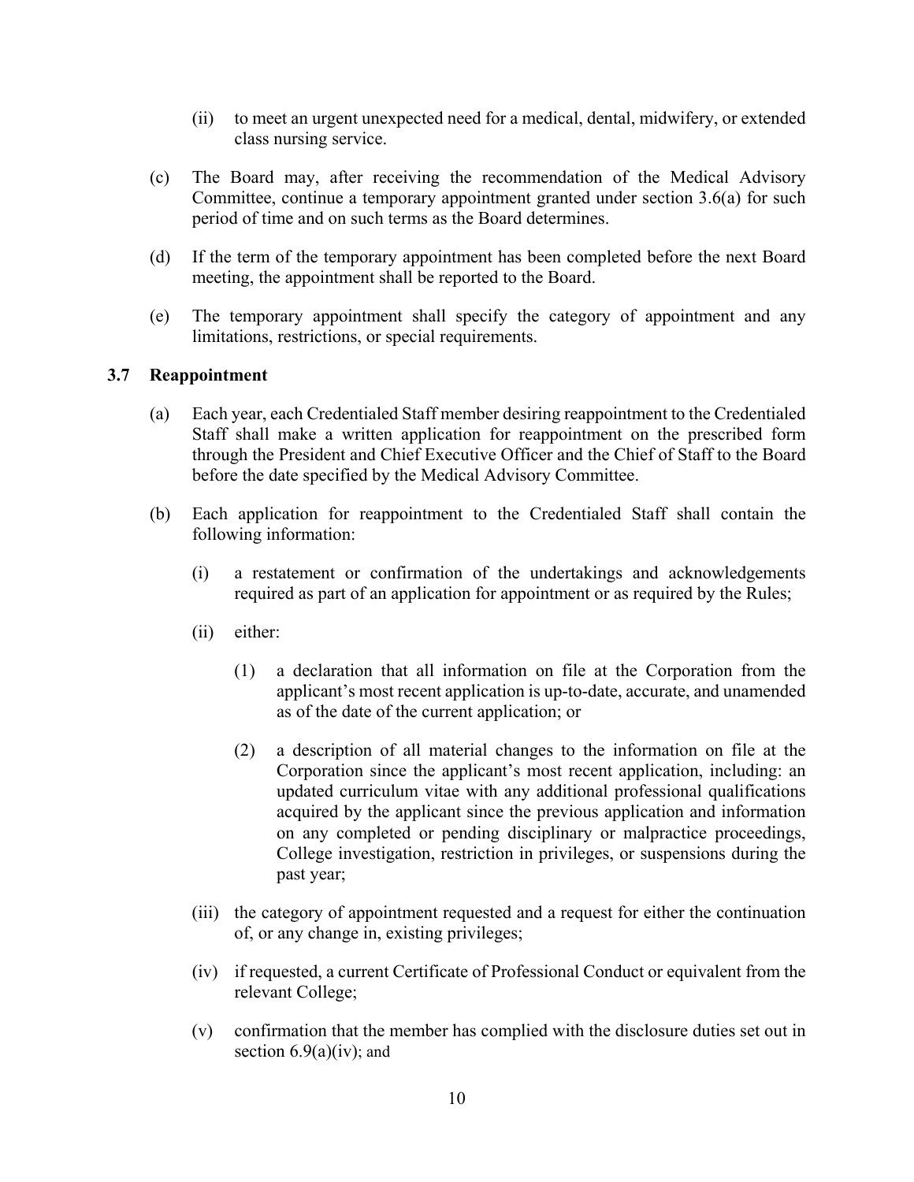(ii) to meet an urgent unexpected need for a medical, dental, midwifery, or extended class nursing service.

(c) The Board may, after receiving the recommendation of the Medical Advisory Committee, continue a temporary appointment granted under section 3.6(a) for such period of time and on such terms as the Board determines.

(d) If the term of the temporary appointment has been completed before the next Board meeting, the appointment shall be reported to the Board.

(e) The temporary appointment shall specify the category of appointment and any limitations, restrictions, or special requirements.

### 3.7 Reappointment

(a) Each year, each Credentialed Staff member desiring reappointment to the Credentialed Staff shall make a written application for reappointment on the prescribed form through the President and Chief Executive Officer and the Chief of Staff to the Board before the date specified by the Medical Advisory Committee.

(b) Each application for reappointment to the Credentialed Staff shall contain the following information:

(i) a restatement or confirmation of the undertakings and acknowledgements required as part of an application for appointment or as required by the Rules;

(ii) either:

(1) a declaration that all information on file at the Corporation from the applicant's most recent application is up-to-date, accurate, and unamended as of the date of the current application; or

(2) a description of all material changes to the information on file at the Corporation since the applicant's most recent application, including: an updated curriculum vitae with any additional professional qualifications acquired by the applicant since the previous application and information on any completed or pending disciplinary or malpractice proceedings, College investigation, restriction in privileges, or suspensions during the past year;

(iii) the category of appointment requested and a request for either the continuation of, or any change in, existing privileges;

(iv) if requested, a current Certificate of Professional Conduct or equivalent from the relevant College;

(v) confirmation that the member has complied with the disclosure duties set out in section 6.9(a)(iv); and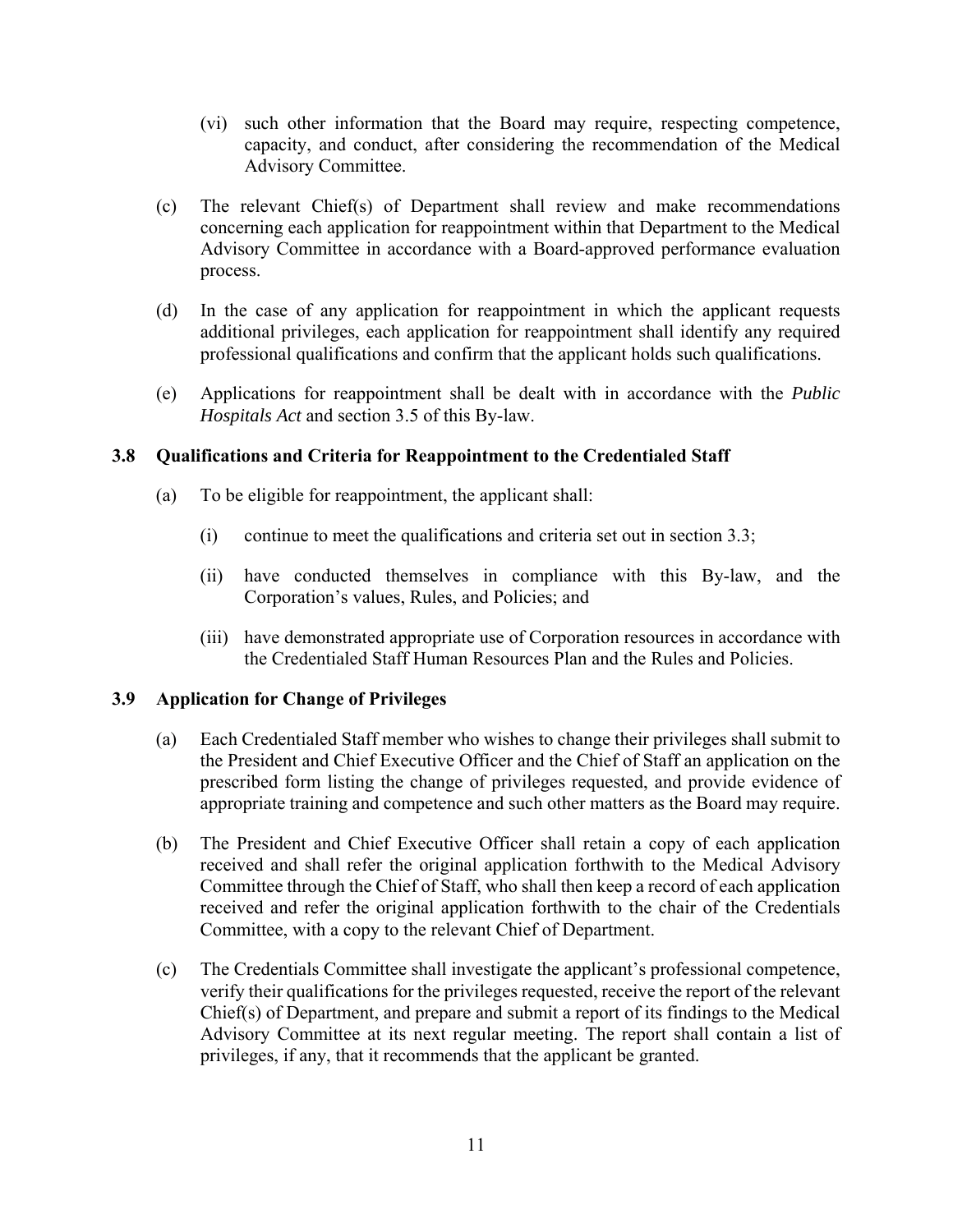(vi) such other information that the Board may require, respecting competence, capacity, and conduct, after considering the recommendation of the Medical Advisory Committee.

(c) The relevant Chief(s) of Department shall review and make recommendations concerning each application for reappointment within that Department to the Medical Advisory Committee in accordance with a Board-approved performance evaluation process.

(d) In the case of any application for reappointment in which the applicant requests additional privileges, each application for reappointment shall identify any required professional qualifications and confirm that the applicant holds such qualifications.

(e) Applications for reappointment shall be dealt with in accordance with the *Public Hospitals Act* and section 3.5 of this By-law.

### 3.8 Qualifications and Criteria for Reappointment to the Credentialed Staff

(a) To be eligible for reappointment, the applicant shall:

(i) continue to meet the qualifications and criteria set out in section 3.3;

(ii) have conducted themselves in compliance with this By-law, and the Corporation's values, Rules, and Policies; and

(iii) have demonstrated appropriate use of Corporation resources in accordance with the Credentialed Staff Human Resources Plan and the Rules and Policies.

### 3.9 Application for Change of Privileges

(a) Each Credentialed Staff member who wishes to change their privileges shall submit to the President and Chief Executive Officer and the Chief of Staff an application on the prescribed form listing the change of privileges requested, and provide evidence of appropriate training and competence and such other matters as the Board may require.

(b) The President and Chief Executive Officer shall retain a copy of each application received and shall refer the original application forthwith to the Medical Advisory Committee through the Chief of Staff, who shall then keep a record of each application received and refer the original application forthwith to the chair of the Credentials Committee, with a copy to the relevant Chief of Department.

(c) The Credentials Committee shall investigate the applicant's professional competence, verify their qualifications for the privileges requested, receive the report of the relevant Chief(s) of Department, and prepare and submit a report of its findings to the Medical Advisory Committee at its next regular meeting. The report shall contain a list of privileges, if any, that it recommends that the applicant be granted.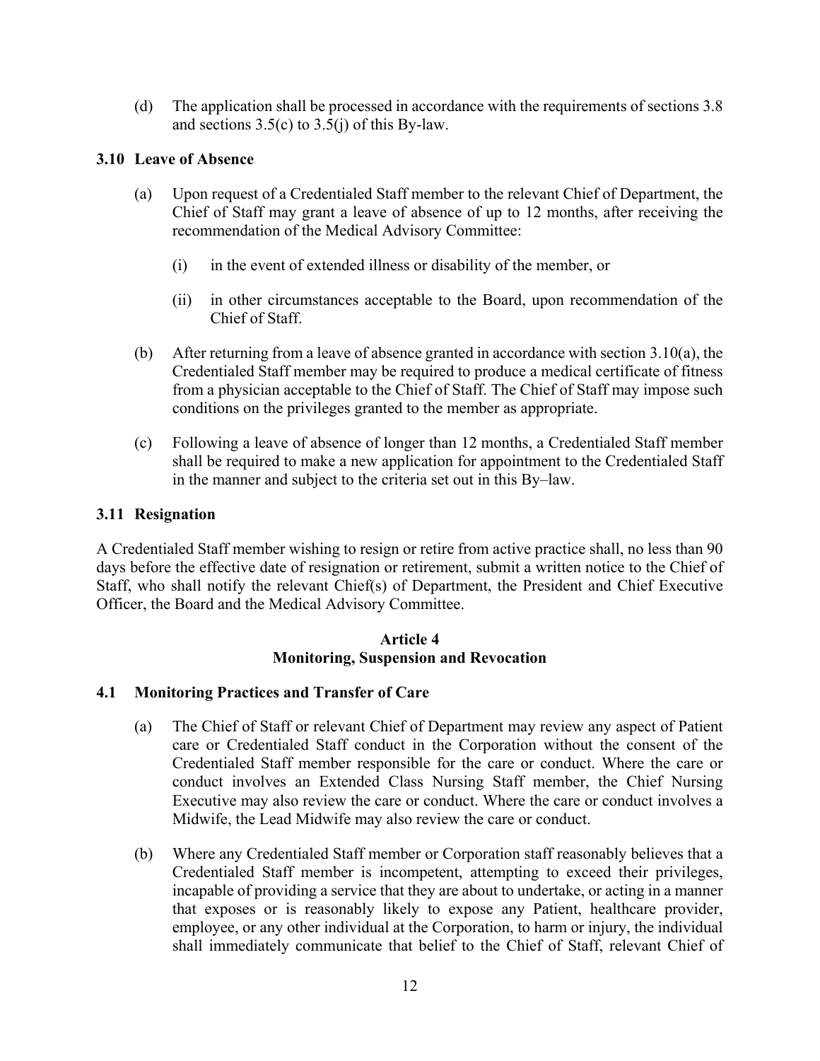(d) The application shall be processed in accordance with the requirements of sections 3.8 and sections 3.5(c) to 3.5(j) of this By-law.

### 3.10 Leave of Absence

(a) Upon request of a Credentialed Staff member to the relevant Chief of Department, the Chief of Staff may grant a leave of absence of up to 12 months, after receiving the recommendation of the Medical Advisory Committee:

(i) in the event of extended illness or disability of the member, or

(ii) in other circumstances acceptable to the Board, upon recommendation of the Chief of Staff.

(b) After returning from a leave of absence granted in accordance with section 3.10(a), the Credentialed Staff member may be required to produce a medical certificate of fitness from a physician acceptable to the Chief of Staff. The Chief of Staff may impose such conditions on the privileges granted to the member as appropriate.

(c) Following a leave of absence of longer than 12 months, a Credentialed Staff member shall be required to make a new application for appointment to the Credentialed Staff in the manner and subject to the criteria set out in this By–law.

### 3.11 Resignation

A Credentialed Staff member wishing to resign or retire from active practice shall, no less than 90 days before the effective date of resignation or retirement, submit a written notice to the Chief of Staff, who shall notify the relevant Chief(s) of Department, the President and Chief Executive Officer, the Board and the Medical Advisory Committee.

## Article 4
## Monitoring, Suspension and Revocation

### 4.1 Monitoring Practices and Transfer of Care

(a) The Chief of Staff or relevant Chief of Department may review any aspect of Patient care or Credentialed Staff conduct in the Corporation without the consent of the Credentialed Staff member responsible for the care or conduct. Where the care or conduct involves an Extended Class Nursing Staff member, the Chief Nursing Executive may also review the care or conduct. Where the care or conduct involves a Midwife, the Lead Midwife may also review the care or conduct.

(b) Where any Credentialed Staff member or Corporation staff reasonably believes that a Credentialed Staff member is incompetent, attempting to exceed their privileges, incapable of providing a service that they are about to undertake, or acting in a manner that exposes or is reasonably likely to expose any Patient, healthcare provider, employee, or any other individual at the Corporation, to harm or injury, the individual shall immediately communicate that belief to the Chief of Staff, relevant Chief of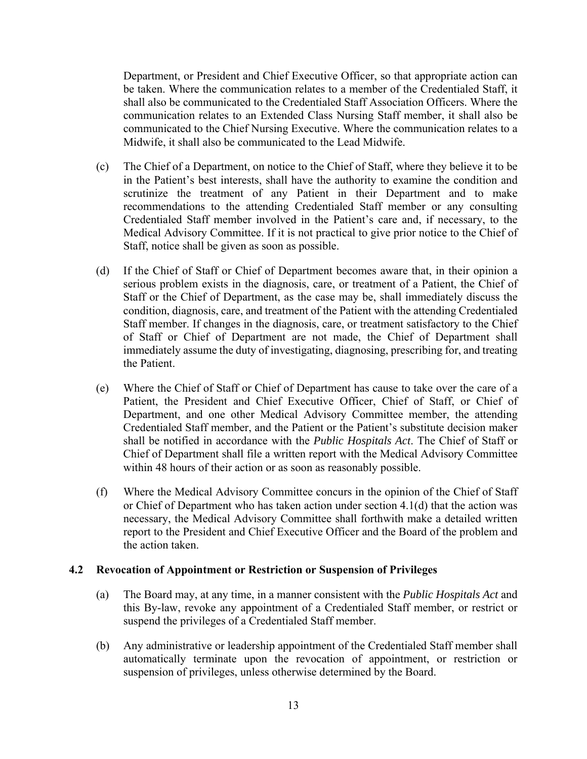Department, or President and Chief Executive Officer, so that appropriate action can be taken. Where the communication relates to a member of the Credentialed Staff, it shall also be communicated to the Credentialed Staff Association Officers. Where the communication relates to an Extended Class Nursing Staff member, it shall also be communicated to the Chief Nursing Executive. Where the communication relates to a Midwife, it shall also be communicated to the Lead Midwife.

(c) The Chief of a Department, on notice to the Chief of Staff, where they believe it to be in the Patient's best interests, shall have the authority to examine the condition and scrutinize the treatment of any Patient in their Department and to make recommendations to the attending Credentialed Staff member or any consulting Credentialed Staff member involved in the Patient's care and, if necessary, to the Medical Advisory Committee. If it is not practical to give prior notice to the Chief of Staff, notice shall be given as soon as possible.

(d) If the Chief of Staff or Chief of Department becomes aware that, in their opinion a serious problem exists in the diagnosis, care, or treatment of a Patient, the Chief of Staff or the Chief of Department, as the case may be, shall immediately discuss the condition, diagnosis, care, and treatment of the Patient with the attending Credentialed Staff member. If changes in the diagnosis, care, or treatment satisfactory to the Chief of Staff or Chief of Department are not made, the Chief of Department shall immediately assume the duty of investigating, diagnosing, prescribing for, and treating the Patient.

(e) Where the Chief of Staff or Chief of Department has cause to take over the care of a Patient, the President and Chief Executive Officer, Chief of Staff, or Chief of Department, and one other Medical Advisory Committee member, the attending Credentialed Staff member, and the Patient or the Patient's substitute decision maker shall be notified in accordance with the *Public Hospitals Act*. The Chief of Staff or Chief of Department shall file a written report with the Medical Advisory Committee within 48 hours of their action or as soon as reasonably possible.

(f) Where the Medical Advisory Committee concurs in the opinion of the Chief of Staff or Chief of Department who has taken action under section 4.1(d) that the action was necessary, the Medical Advisory Committee shall forthwith make a detailed written report to the President and Chief Executive Officer and the Board of the problem and the action taken.

### 4.2 Revocation of Appointment or Restriction or Suspension of Privileges

(a) The Board may, at any time, in a manner consistent with the *Public Hospitals Act* and this By-law, revoke any appointment of a Credentialed Staff member, or restrict or suspend the privileges of a Credentialed Staff member.

(b) Any administrative or leadership appointment of the Credentialed Staff member shall automatically terminate upon the revocation of appointment, or restriction or suspension of privileges, unless otherwise determined by the Board.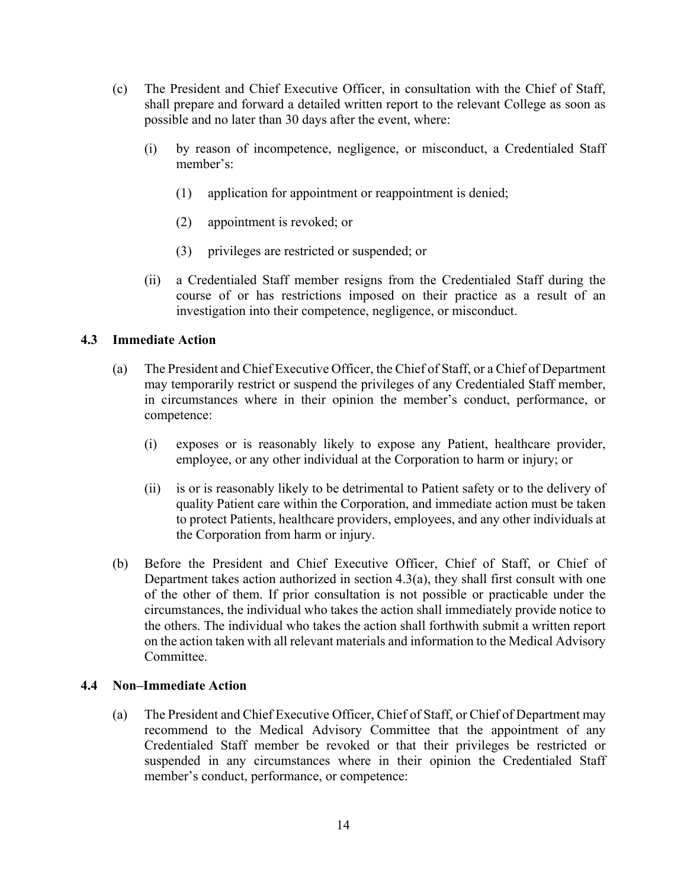(c) The President and Chief Executive Officer, in consultation with the Chief of Staff, shall prepare and forward a detailed written report to the relevant College as soon as possible and no later than 30 days after the event, where:

   (i) by reason of incompetence, negligence, or misconduct, a Credentialed Staff member's:

      (1) application for appointment or reappointment is denied;

      (2) appointment is revoked; or

      (3) privileges are restricted or suspended; or

   (ii) a Credentialed Staff member resigns from the Credentialed Staff during the course of or has restrictions imposed on their practice as a result of an investigation into their competence, negligence, or misconduct.

### 4.3 Immediate Action

(a) The President and Chief Executive Officer, the Chief of Staff, or a Chief of Department may temporarily restrict or suspend the privileges of any Credentialed Staff member, in circumstances where in their opinion the member's conduct, performance, or competence:

   (i) exposes or is reasonably likely to expose any Patient, healthcare provider, employee, or any other individual at the Corporation to harm or injury; or

   (ii) is or is reasonably likely to be detrimental to Patient safety or to the delivery of quality Patient care within the Corporation, and immediate action must be taken to protect Patients, healthcare providers, employees, and any other individuals at the Corporation from harm or injury.

(b) Before the President and Chief Executive Officer, Chief of Staff, or Chief of Department takes action authorized in section 4.3(a), they shall first consult with one of the other of them. If prior consultation is not possible or practicable under the circumstances, the individual who takes the action shall immediately provide notice to the others. The individual who takes the action shall forthwith submit a written report on the action taken with all relevant materials and information to the Medical Advisory Committee.

### 4.4 Non–Immediate Action

(a) The President and Chief Executive Officer, Chief of Staff, or Chief of Department may recommend to the Medical Advisory Committee that the appointment of any Credentialed Staff member be revoked or that their privileges be restricted or suspended in any circumstances where in their opinion the Credentialed Staff member's conduct, performance, or competence: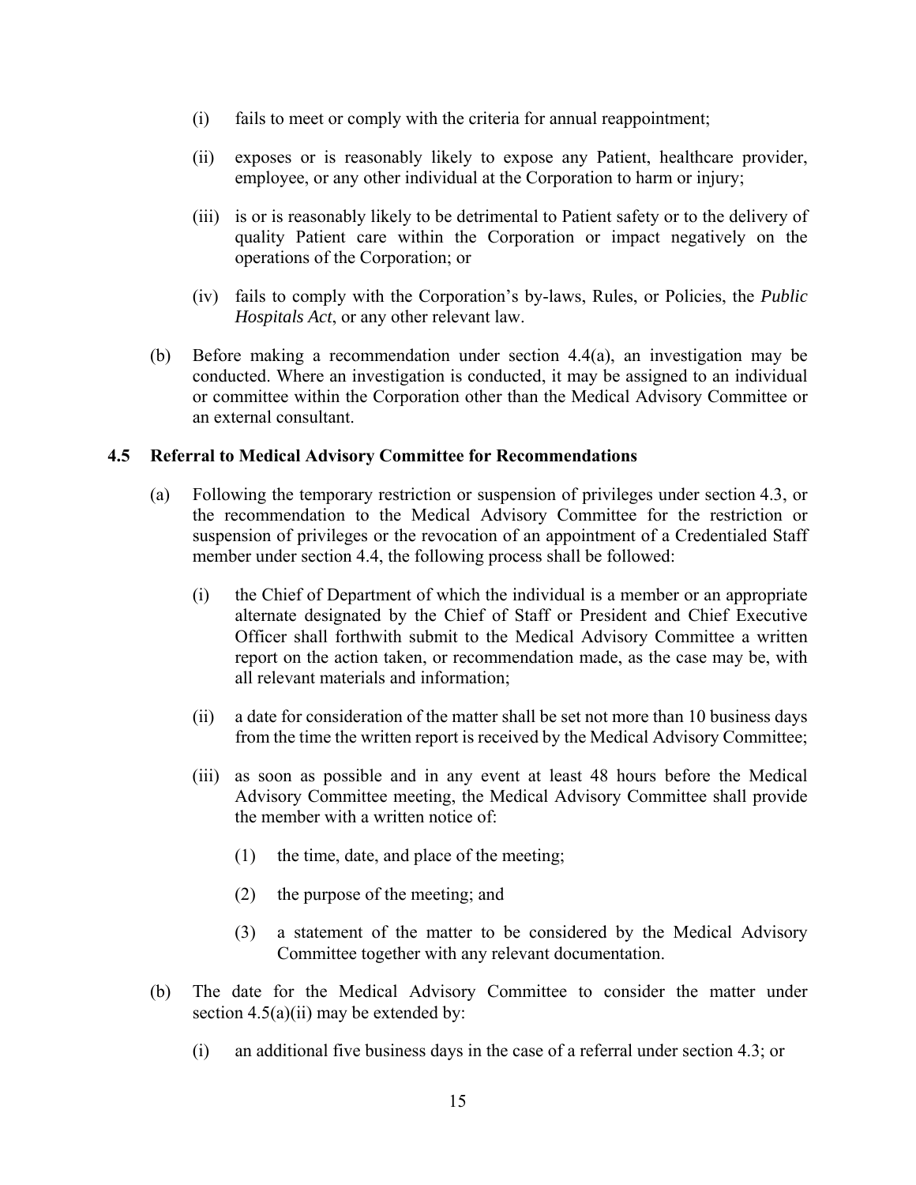(i) fails to meet or comply with the criteria for annual reappointment;

(ii) exposes or is reasonably likely to expose any Patient, healthcare provider, employee, or any other individual at the Corporation to harm or injury;

(iii) is or is reasonably likely to be detrimental to Patient safety or to the delivery of quality Patient care within the Corporation or impact negatively on the operations of the Corporation; or

(iv) fails to comply with the Corporation's by-laws, Rules, or Policies, the *Public Hospitals Act*, or any other relevant law.

(b) Before making a recommendation under section 4.4(a), an investigation may be conducted. Where an investigation is conducted, it may be assigned to an individual or committee within the Corporation other than the Medical Advisory Committee or an external consultant.

### 4.5 Referral to Medical Advisory Committee for Recommendations

(a) Following the temporary restriction or suspension of privileges under section 4.3, or the recommendation to the Medical Advisory Committee for the restriction or suspension of privileges or the revocation of an appointment of a Credentialed Staff member under section 4.4, the following process shall be followed:

(i) the Chief of Department of which the individual is a member or an appropriate alternate designated by the Chief of Staff or President and Chief Executive Officer shall forthwith submit to the Medical Advisory Committee a written report on the action taken, or recommendation made, as the case may be, with all relevant materials and information;

(ii) a date for consideration of the matter shall be set not more than 10 business days from the time the written report is received by the Medical Advisory Committee;

(iii) as soon as possible and in any event at least 48 hours before the Medical Advisory Committee meeting, the Medical Advisory Committee shall provide the member with a written notice of:

(1) the time, date, and place of the meeting;

(2) the purpose of the meeting; and

(3) a statement of the matter to be considered by the Medical Advisory Committee together with any relevant documentation.

(b) The date for the Medical Advisory Committee to consider the matter under section 4.5(a)(ii) may be extended by:

(i) an additional five business days in the case of a referral under section 4.3; or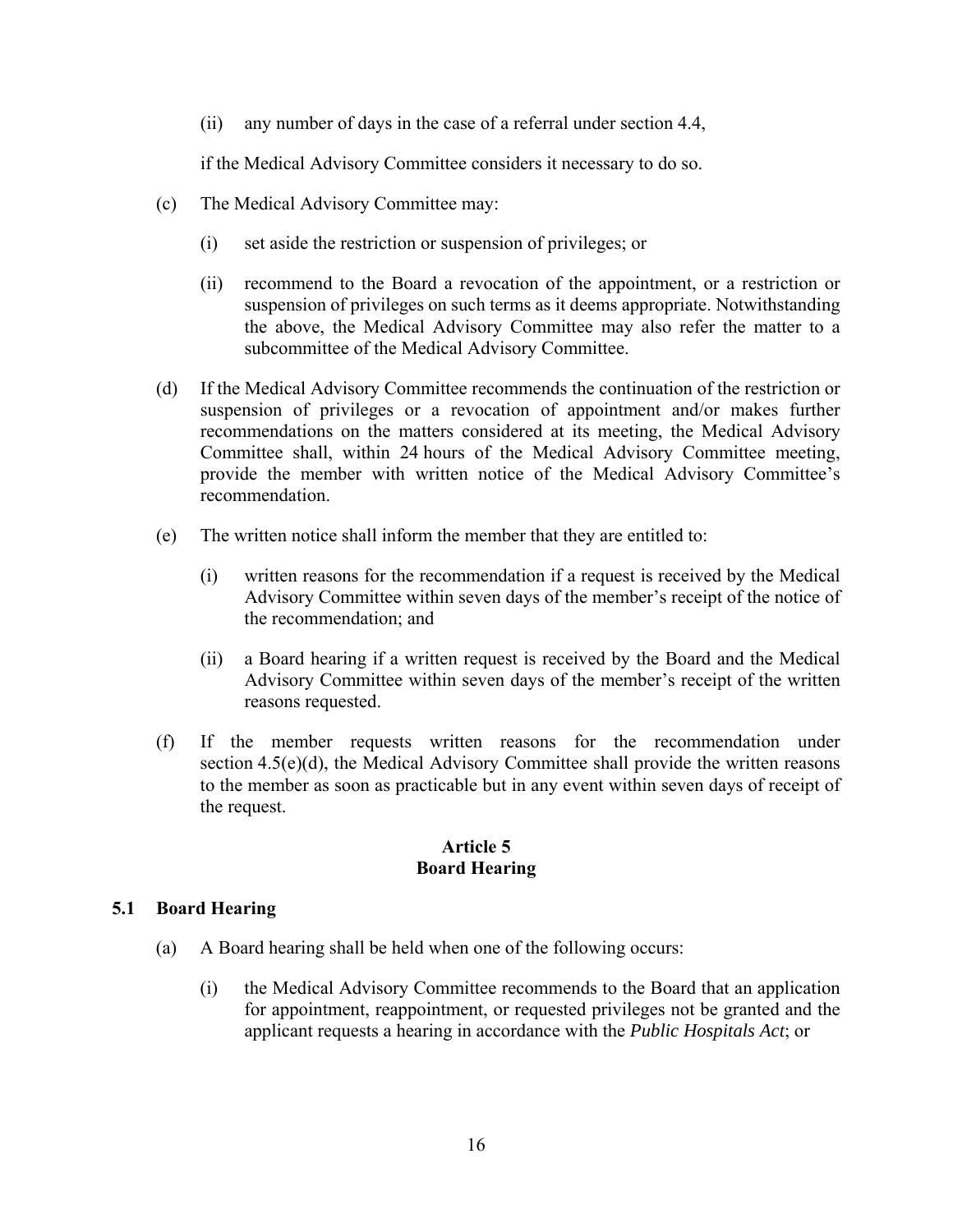(ii) any number of days in the case of a referral under section 4.4,

if the Medical Advisory Committee considers it necessary to do so.

(c) The Medical Advisory Committee may:

(i) set aside the restriction or suspension of privileges; or

(ii) recommend to the Board a revocation of the appointment, or a restriction or suspension of privileges on such terms as it deems appropriate. Notwithstanding the above, the Medical Advisory Committee may also refer the matter to a subcommittee of the Medical Advisory Committee.

(d) If the Medical Advisory Committee recommends the continuation of the restriction or suspension of privileges or a revocation of appointment and/or makes further recommendations on the matters considered at its meeting, the Medical Advisory Committee shall, within 24 hours of the Medical Advisory Committee meeting, provide the member with written notice of the Medical Advisory Committee's recommendation.

(e) The written notice shall inform the member that they are entitled to:

(i) written reasons for the recommendation if a request is received by the Medical Advisory Committee within seven days of the member's receipt of the notice of the recommendation; and

(ii) a Board hearing if a written request is received by the Board and the Medical Advisory Committee within seven days of the member's receipt of the written reasons requested.

(f) If the member requests written reasons for the recommendation under section 4.5(e)(d), the Medical Advisory Committee shall provide the written reasons to the member as soon as practicable but in any event within seven days of receipt of the request.

## Article 5
## Board Hearing

### 5.1 Board Hearing

(a) A Board hearing shall be held when one of the following occurs:

(i) the Medical Advisory Committee recommends to the Board that an application for appointment, reappointment, or requested privileges not be granted and the applicant requests a hearing in accordance with the *Public Hospitals Act*; or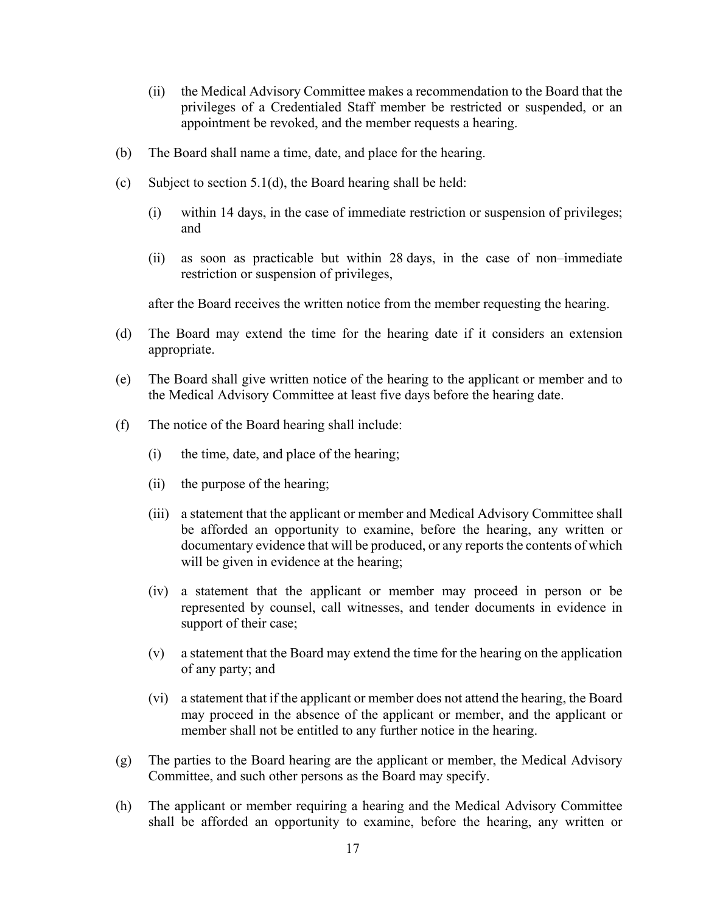(ii) the Medical Advisory Committee makes a recommendation to the Board that the privileges of a Credentialed Staff member be restricted or suspended, or an appointment be revoked, and the member requests a hearing.

(b) The Board shall name a time, date, and place for the hearing.

(c) Subject to section 5.1(d), the Board hearing shall be held:

(i) within 14 days, in the case of immediate restriction or suspension of privileges; and

(ii) as soon as practicable but within 28 days, in the case of non–immediate restriction or suspension of privileges,

after the Board receives the written notice from the member requesting the hearing.

(d) The Board may extend the time for the hearing date if it considers an extension appropriate.

(e) The Board shall give written notice of the hearing to the applicant or member and to the Medical Advisory Committee at least five days before the hearing date.

(f) The notice of the Board hearing shall include:

(i) the time, date, and place of the hearing;

(ii) the purpose of the hearing;

(iii) a statement that the applicant or member and Medical Advisory Committee shall be afforded an opportunity to examine, before the hearing, any written or documentary evidence that will be produced, or any reports the contents of which will be given in evidence at the hearing;

(iv) a statement that the applicant or member may proceed in person or be represented by counsel, call witnesses, and tender documents in evidence in support of their case;

(v) a statement that the Board may extend the time for the hearing on the application of any party; and

(vi) a statement that if the applicant or member does not attend the hearing, the Board may proceed in the absence of the applicant or member, and the applicant or member shall not be entitled to any further notice in the hearing.

(g) The parties to the Board hearing are the applicant or member, the Medical Advisory Committee, and such other persons as the Board may specify.

(h) The applicant or member requiring a hearing and the Medical Advisory Committee shall be afforded an opportunity to examine, before the hearing, any written or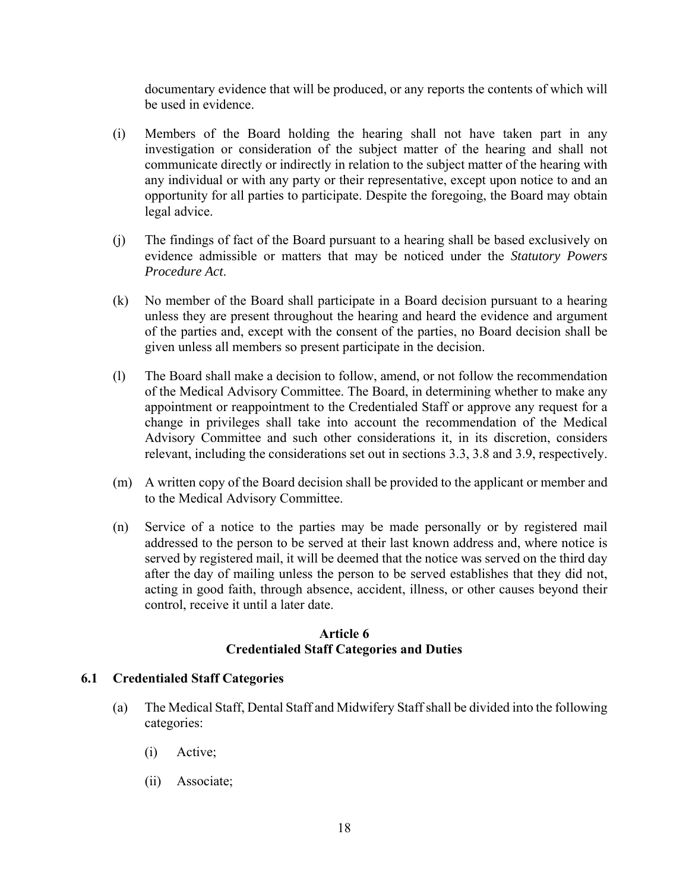documentary evidence that will be produced, or any reports the contents of which will be used in evidence.

(i) Members of the Board holding the hearing shall not have taken part in any investigation or consideration of the subject matter of the hearing and shall not communicate directly or indirectly in relation to the subject matter of the hearing with any individual or with any party or their representative, except upon notice to and an opportunity for all parties to participate. Despite the foregoing, the Board may obtain legal advice.

(j) The findings of fact of the Board pursuant to a hearing shall be based exclusively on evidence admissible or matters that may be noticed under the *Statutory Powers Procedure Act*.

(k) No member of the Board shall participate in a Board decision pursuant to a hearing unless they are present throughout the hearing and heard the evidence and argument of the parties and, except with the consent of the parties, no Board decision shall be given unless all members so present participate in the decision.

(l) The Board shall make a decision to follow, amend, or not follow the recommendation of the Medical Advisory Committee. The Board, in determining whether to make any appointment or reappointment to the Credentialed Staff or approve any request for a change in privileges shall take into account the recommendation of the Medical Advisory Committee and such other considerations it, in its discretion, considers relevant, including the considerations set out in sections 3.3, 3.8 and 3.9, respectively.

(m) A written copy of the Board decision shall be provided to the applicant or member and to the Medical Advisory Committee.

(n) Service of a notice to the parties may be made personally or by registered mail addressed to the person to be served at their last known address and, where notice is served by registered mail, it will be deemed that the notice was served on the third day after the day of mailing unless the person to be served establishes that they did not, acting in good faith, through absence, accident, illness, or other causes beyond their control, receive it until a later date.

## Article 6
## Credentialed Staff Categories and Duties

### 6.1 Credentialed Staff Categories

(a) The Medical Staff, Dental Staff and Midwifery Staff shall be divided into the following categories:

   (i) Active;

   (ii) Associate;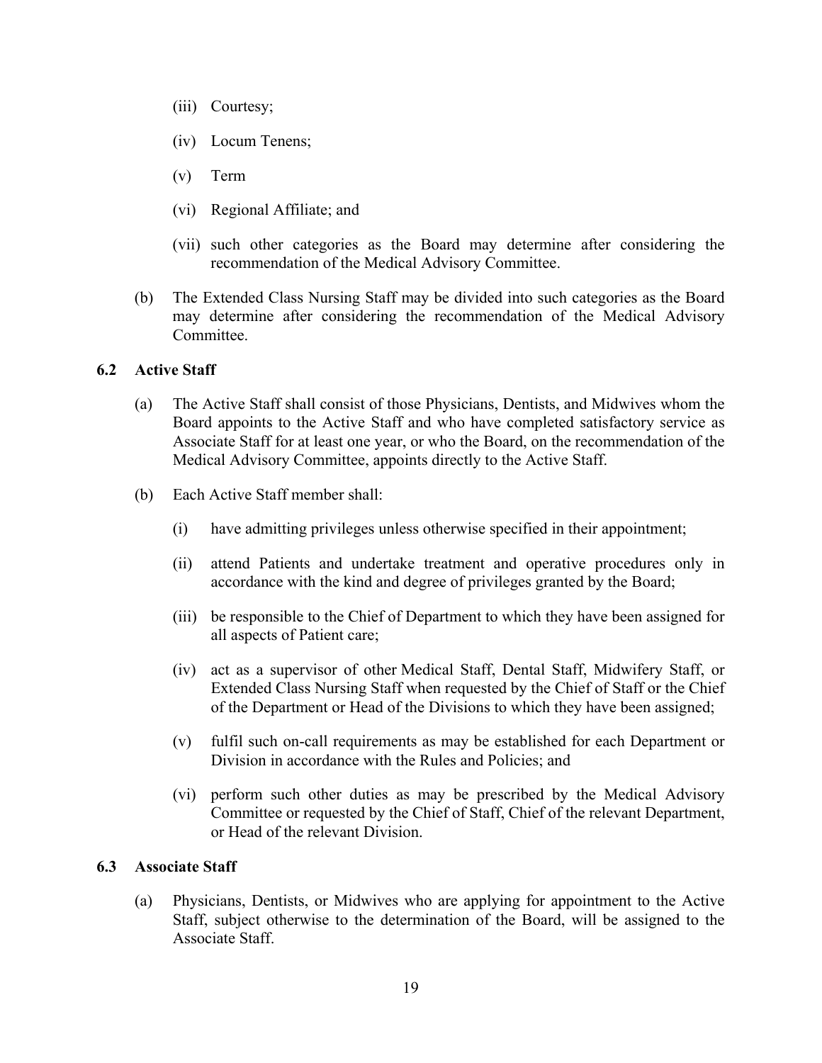(iii) Courtesy;

(iv) Locum Tenens;

(v) Term

(vi) Regional Affiliate; and

(vii) such other categories as the Board may determine after considering the recommendation of the Medical Advisory Committee.

(b) The Extended Class Nursing Staff may be divided into such categories as the Board may determine after considering the recommendation of the Medical Advisory Committee.

### 6.2 Active Staff

(a) The Active Staff shall consist of those Physicians, Dentists, and Midwives whom the Board appoints to the Active Staff and who have completed satisfactory service as Associate Staff for at least one year, or who the Board, on the recommendation of the Medical Advisory Committee, appoints directly to the Active Staff.

(b) Each Active Staff member shall:

(i) have admitting privileges unless otherwise specified in their appointment;

(ii) attend Patients and undertake treatment and operative procedures only in accordance with the kind and degree of privileges granted by the Board;

(iii) be responsible to the Chief of Department to which they have been assigned for all aspects of Patient care;

(iv) act as a supervisor of other Medical Staff, Dental Staff, Midwifery Staff, or Extended Class Nursing Staff when requested by the Chief of Staff or the Chief of the Department or Head of the Divisions to which they have been assigned;

(v) fulfil such on-call requirements as may be established for each Department or Division in accordance with the Rules and Policies; and

(vi) perform such other duties as may be prescribed by the Medical Advisory Committee or requested by the Chief of Staff, Chief of the relevant Department, or Head of the relevant Division.

### 6.3 Associate Staff

(a) Physicians, Dentists, or Midwives who are applying for appointment to the Active Staff, subject otherwise to the determination of the Board, will be assigned to the Associate Staff.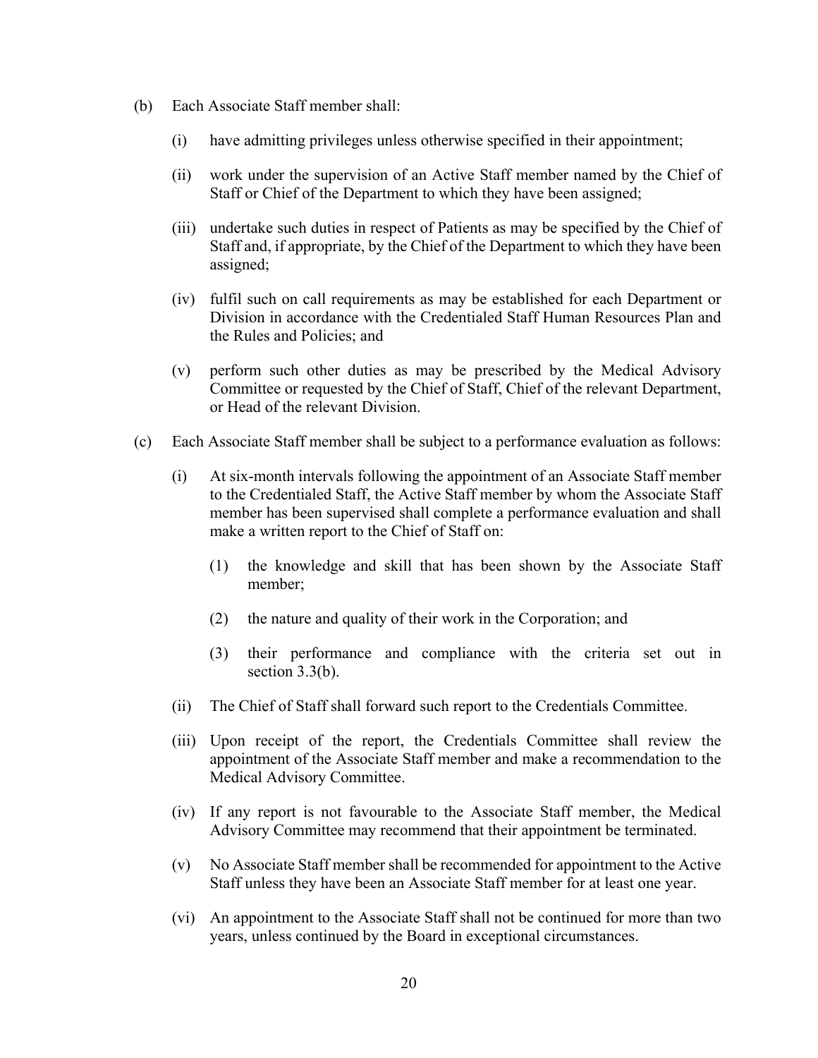(b) Each Associate Staff member shall:

  (i) have admitting privileges unless otherwise specified in their appointment;

  (ii) work under the supervision of an Active Staff member named by the Chief of Staff or Chief of the Department to which they have been assigned;

  (iii) undertake such duties in respect of Patients as may be specified by the Chief of Staff and, if appropriate, by the Chief of the Department to which they have been assigned;

  (iv) fulfil such on call requirements as may be established for each Department or Division in accordance with the Credentialed Staff Human Resources Plan and the Rules and Policies; and

  (v) perform such other duties as may be prescribed by the Medical Advisory Committee or requested by the Chief of Staff, Chief of the relevant Department, or Head of the relevant Division.

(c) Each Associate Staff member shall be subject to a performance evaluation as follows:

  (i) At six-month intervals following the appointment of an Associate Staff member to the Credentialed Staff, the Active Staff member by whom the Associate Staff member has been supervised shall complete a performance evaluation and shall make a written report to the Chief of Staff on:

    (1) the knowledge and skill that has been shown by the Associate Staff member;

    (2) the nature and quality of their work in the Corporation; and

    (3) their performance and compliance with the criteria set out in section 3.3(b).

  (ii) The Chief of Staff shall forward such report to the Credentials Committee.

  (iii) Upon receipt of the report, the Credentials Committee shall review the appointment of the Associate Staff member and make a recommendation to the Medical Advisory Committee.

  (iv) If any report is not favourable to the Associate Staff member, the Medical Advisory Committee may recommend that their appointment be terminated.

  (v) No Associate Staff member shall be recommended for appointment to the Active Staff unless they have been an Associate Staff member for at least one year.

  (vi) An appointment to the Associate Staff shall not be continued for more than two years, unless continued by the Board in exceptional circumstances.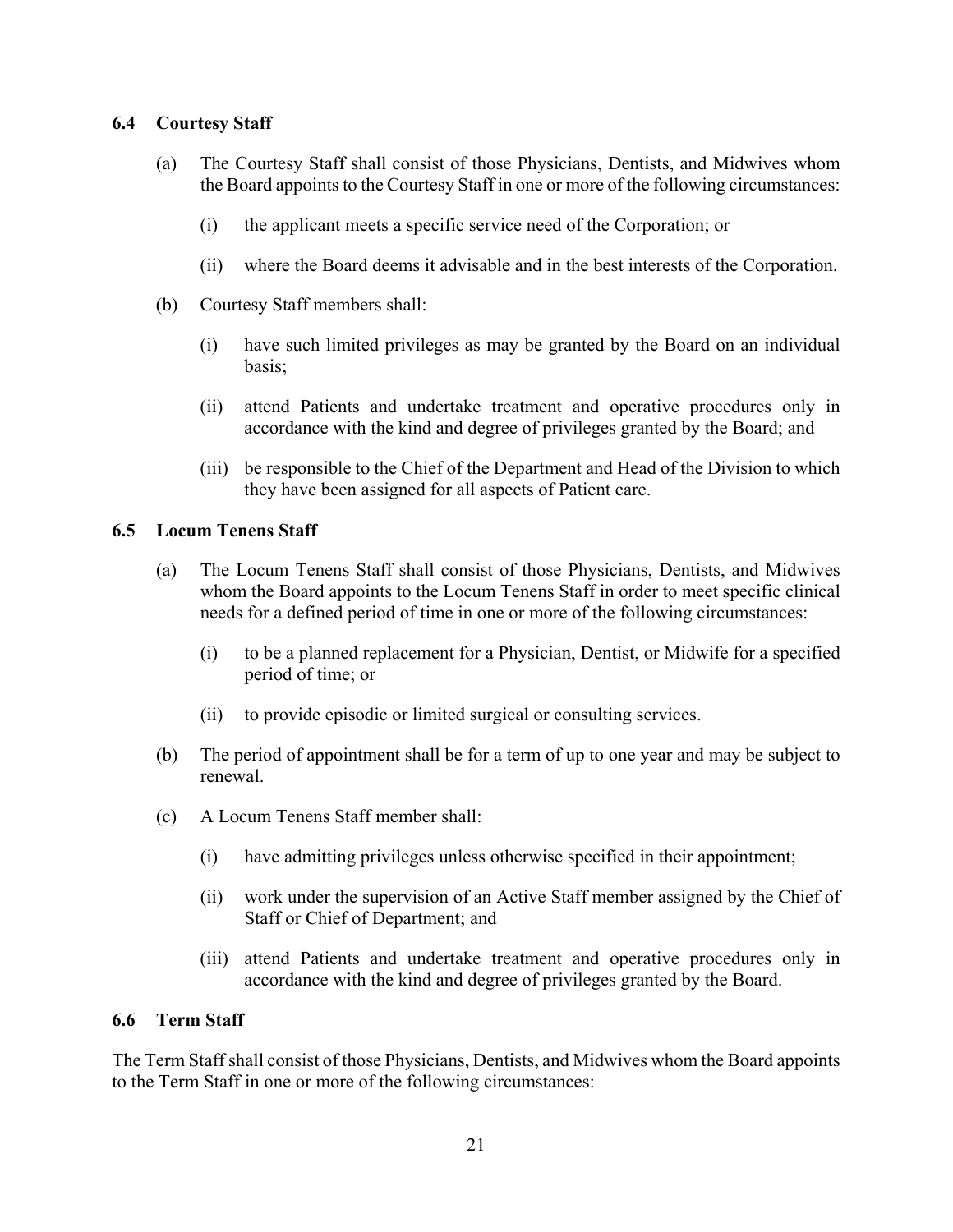### 6.4 Courtesy Staff

(a) The Courtesy Staff shall consist of those Physicians, Dentists, and Midwives whom the Board appoints to the Courtesy Staff in one or more of the following circumstances:

(i) the applicant meets a specific service need of the Corporation; or

(ii) where the Board deems it advisable and in the best interests of the Corporation.

(b) Courtesy Staff members shall:

(i) have such limited privileges as may be granted by the Board on an individual basis;

(ii) attend Patients and undertake treatment and operative procedures only in accordance with the kind and degree of privileges granted by the Board; and

(iii) be responsible to the Chief of the Department and Head of the Division to which they have been assigned for all aspects of Patient care.

### 6.5 Locum Tenens Staff

(a) The Locum Tenens Staff shall consist of those Physicians, Dentists, and Midwives whom the Board appoints to the Locum Tenens Staff in order to meet specific clinical needs for a defined period of time in one or more of the following circumstances:

(i) to be a planned replacement for a Physician, Dentist, or Midwife for a specified period of time; or

(ii) to provide episodic or limited surgical or consulting services.

(b) The period of appointment shall be for a term of up to one year and may be subject to renewal.

(c) A Locum Tenens Staff member shall:

(i) have admitting privileges unless otherwise specified in their appointment;

(ii) work under the supervision of an Active Staff member assigned by the Chief of Staff or Chief of Department; and

(iii) attend Patients and undertake treatment and operative procedures only in accordance with the kind and degree of privileges granted by the Board.

### 6.6 Term Staff

The Term Staff shall consist of those Physicians, Dentists, and Midwives whom the Board appoints to the Term Staff in one or more of the following circumstances: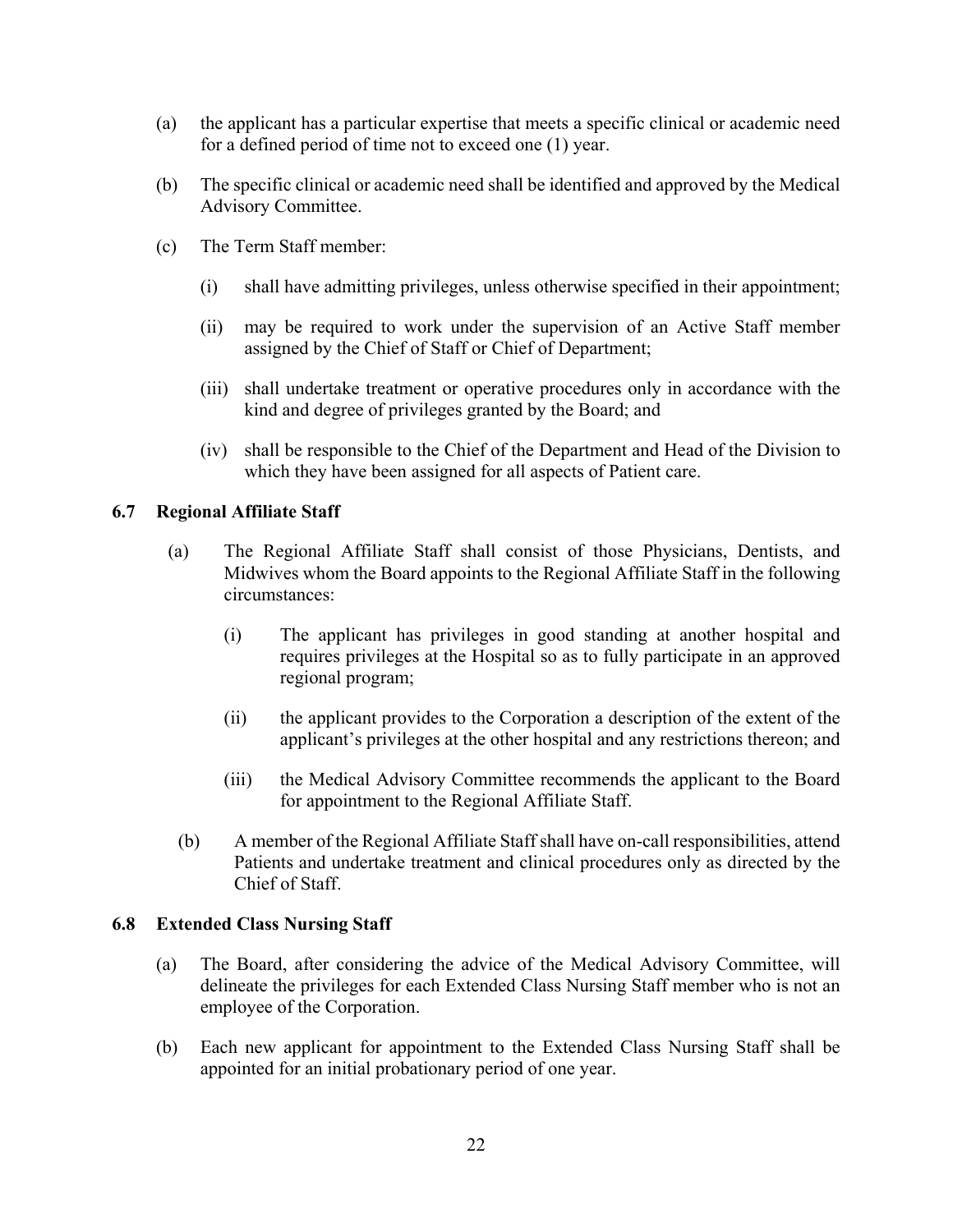(a) the applicant has a particular expertise that meets a specific clinical or academic need for a defined period of time not to exceed one (1) year.

(b) The specific clinical or academic need shall be identified and approved by the Medical Advisory Committee.

(c) The Term Staff member:

   (i) shall have admitting privileges, unless otherwise specified in their appointment;

   (ii) may be required to work under the supervision of an Active Staff member assigned by the Chief of Staff or Chief of Department;

   (iii) shall undertake treatment or operative procedures only in accordance with the kind and degree of privileges granted by the Board; and

   (iv) shall be responsible to the Chief of the Department and Head of the Division to which they have been assigned for all aspects of Patient care.

### 6.7 Regional Affiliate Staff

(a) The Regional Affiliate Staff shall consist of those Physicians, Dentists, and Midwives whom the Board appoints to the Regional Affiliate Staff in the following circumstances:

   (i) The applicant has privileges in good standing at another hospital and requires privileges at the Hospital so as to fully participate in an approved regional program;

   (ii) the applicant provides to the Corporation a description of the extent of the applicant's privileges at the other hospital and any restrictions thereon; and

   (iii) the Medical Advisory Committee recommends the applicant to the Board for appointment to the Regional Affiliate Staff.

(b) A member of the Regional Affiliate Staff shall have on-call responsibilities, attend Patients and undertake treatment and clinical procedures only as directed by the Chief of Staff.

### 6.8 Extended Class Nursing Staff

(a) The Board, after considering the advice of the Medical Advisory Committee, will delineate the privileges for each Extended Class Nursing Staff member who is not an employee of the Corporation.

(b) Each new applicant for appointment to the Extended Class Nursing Staff shall be appointed for an initial probationary period of one year.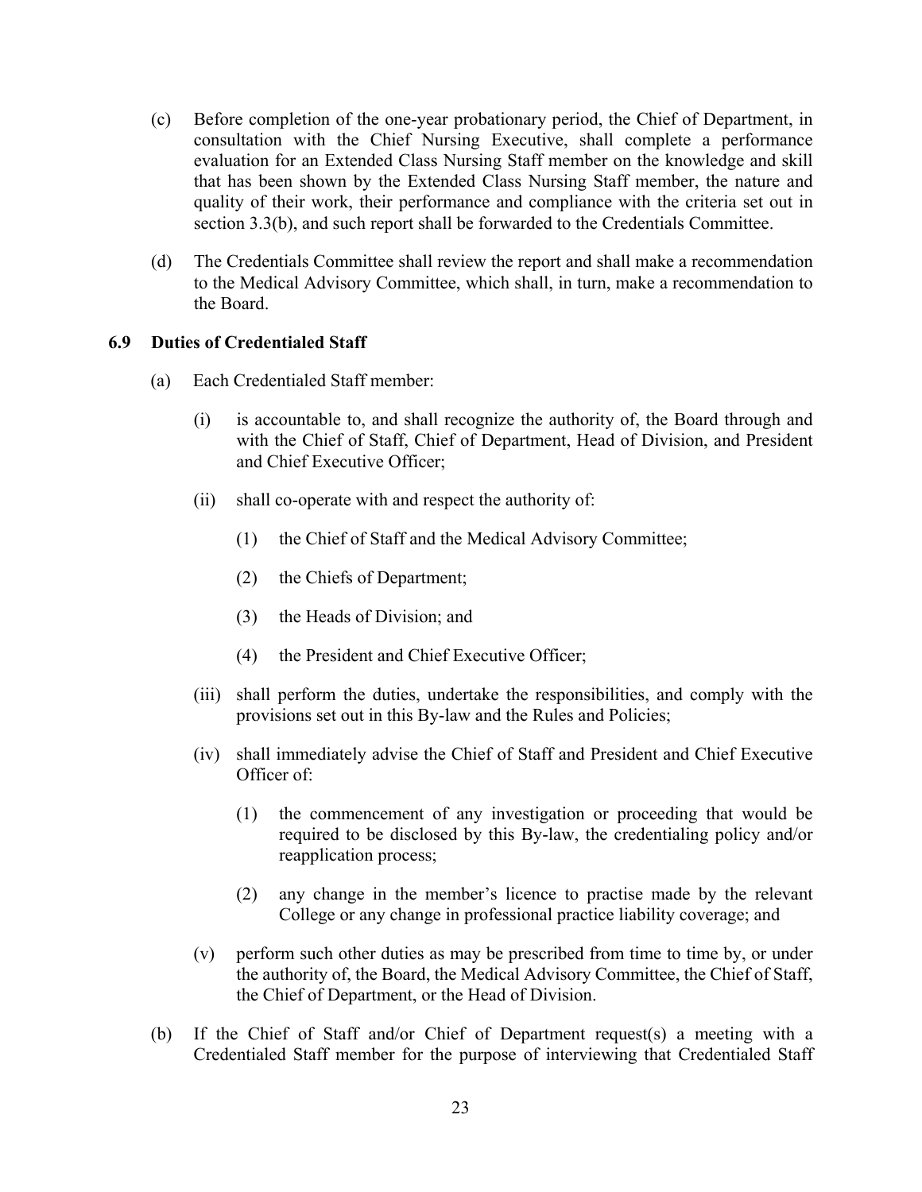(c) Before completion of the one-year probationary period, the Chief of Department, in consultation with the Chief Nursing Executive, shall complete a performance evaluation for an Extended Class Nursing Staff member on the knowledge and skill that has been shown by the Extended Class Nursing Staff member, the nature and quality of their work, their performance and compliance with the criteria set out in section 3.3(b), and such report shall be forwarded to the Credentials Committee.

(d) The Credentials Committee shall review the report and shall make a recommendation to the Medical Advisory Committee, which shall, in turn, make a recommendation to the Board.

### 6.9 Duties of Credentialed Staff

(a) Each Credentialed Staff member:

(i) is accountable to, and shall recognize the authority of, the Board through and with the Chief of Staff, Chief of Department, Head of Division, and President and Chief Executive Officer;

(ii) shall co-operate with and respect the authority of:

(1) the Chief of Staff and the Medical Advisory Committee;

(2) the Chiefs of Department;

(3) the Heads of Division; and

(4) the President and Chief Executive Officer;

(iii) shall perform the duties, undertake the responsibilities, and comply with the provisions set out in this By-law and the Rules and Policies;

(iv) shall immediately advise the Chief of Staff and President and Chief Executive Officer of:

(1) the commencement of any investigation or proceeding that would be required to be disclosed by this By-law, the credentialing policy and/or reapplication process;

(2) any change in the member's licence to practise made by the relevant College or any change in professional practice liability coverage; and

(v) perform such other duties as may be prescribed from time to time by, or under the authority of, the Board, the Medical Advisory Committee, the Chief of Staff, the Chief of Department, or the Head of Division.

(b) If the Chief of Staff and/or Chief of Department request(s) a meeting with a Credentialed Staff member for the purpose of interviewing that Credentialed Staff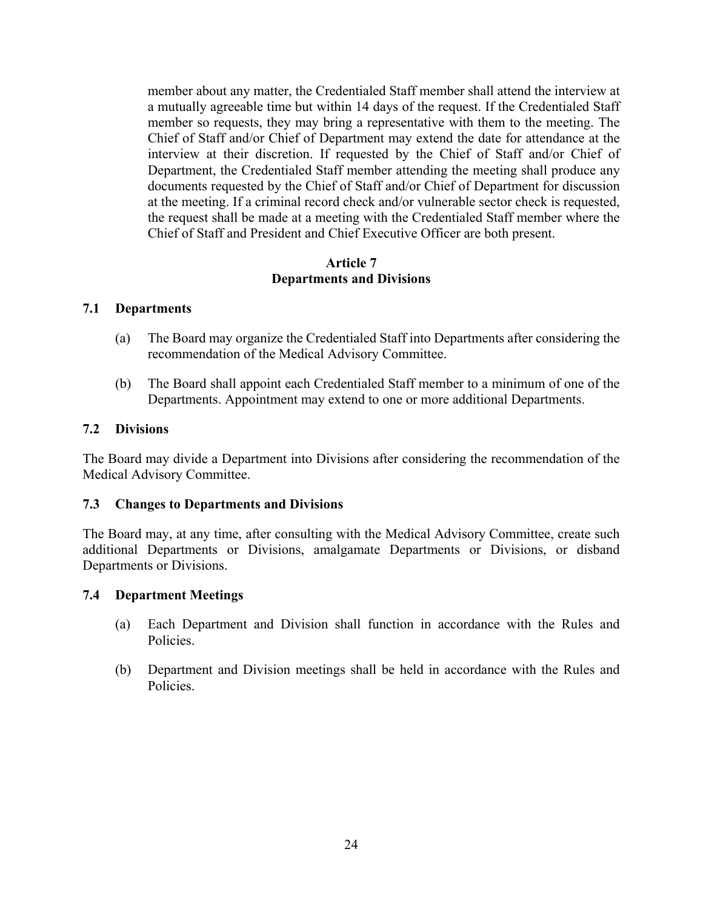member about any matter, the Credentialed Staff member shall attend the interview at a mutually agreeable time but within 14 days of the request. If the Credentialed Staff member so requests, they may bring a representative with them to the meeting. The Chief of Staff and/or Chief of Department may extend the date for attendance at the interview at their discretion. If requested by the Chief of Staff and/or Chief of Department, the Credentialed Staff member attending the meeting shall produce any documents requested by the Chief of Staff and/or Chief of Department for discussion at the meeting. If a criminal record check and/or vulnerable sector check is requested, the request shall be made at a meeting with the Credentialed Staff member where the Chief of Staff and President and Chief Executive Officer are both present.

## Article 7
## Departments and Divisions

### 7.1 Departments

(a) The Board may organize the Credentialed Staff into Departments after considering the recommendation of the Medical Advisory Committee.

(b) The Board shall appoint each Credentialed Staff member to a minimum of one of the Departments. Appointment may extend to one or more additional Departments.

### 7.2 Divisions

The Board may divide a Department into Divisions after considering the recommendation of the Medical Advisory Committee.

### 7.3 Changes to Departments and Divisions

The Board may, at any time, after consulting with the Medical Advisory Committee, create such additional Departments or Divisions, amalgamate Departments or Divisions, or disband Departments or Divisions.

### 7.4 Department Meetings

(a) Each Department and Division shall function in accordance with the Rules and Policies.

(b) Department and Division meetings shall be held in accordance with the Rules and Policies.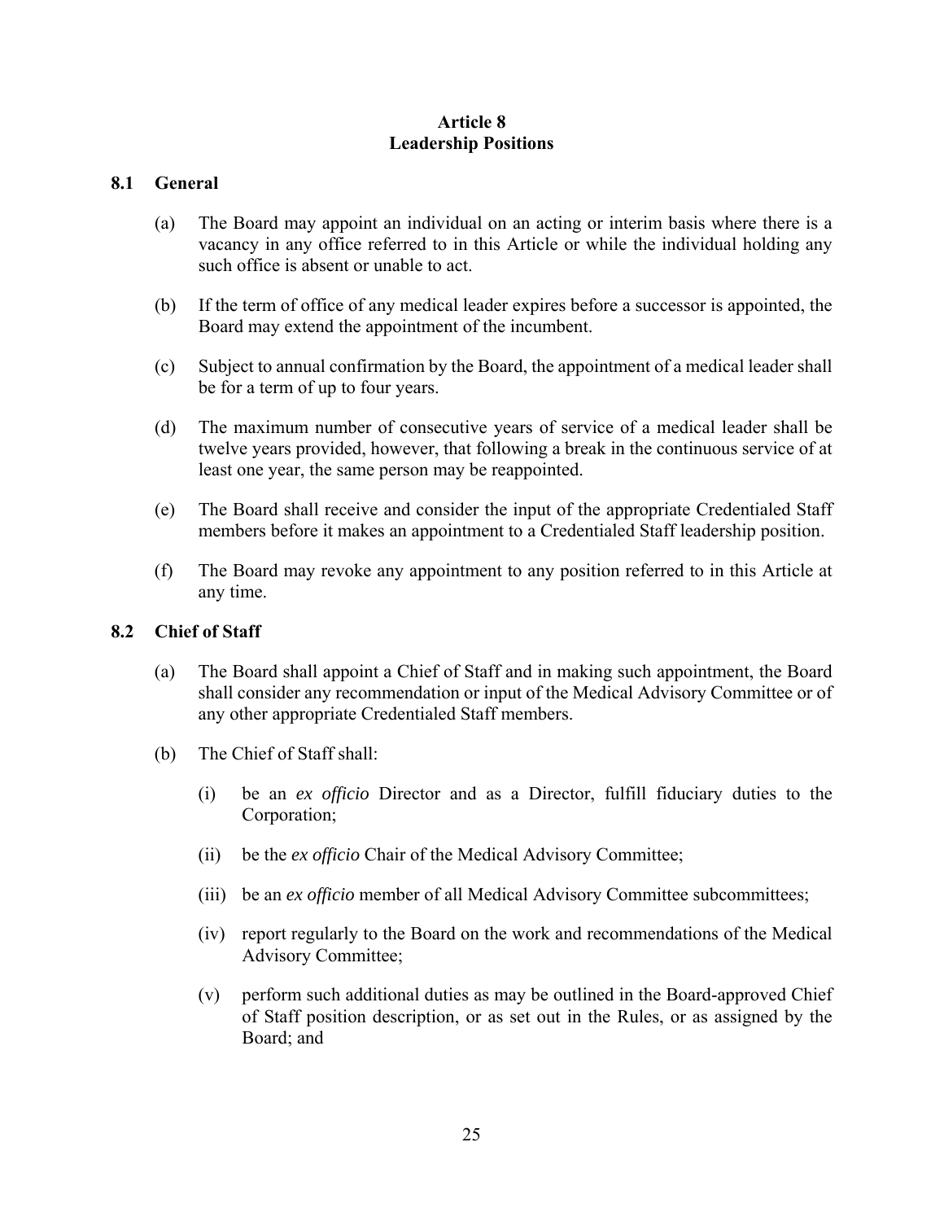# Article 8
# Leadership Positions

## 8.1 General

(a) The Board may appoint an individual on an acting or interim basis where there is a vacancy in any office referred to in this Article or while the individual holding any such office is absent or unable to act.

(b) If the term of office of any medical leader expires before a successor is appointed, the Board may extend the appointment of the incumbent.

(c) Subject to annual confirmation by the Board, the appointment of a medical leader shall be for a term of up to four years.

(d) The maximum number of consecutive years of service of a medical leader shall be twelve years provided, however, that following a break in the continuous service of at least one year, the same person may be reappointed.

(e) The Board shall receive and consider the input of the appropriate Credentialed Staff members before it makes an appointment to a Credentialed Staff leadership position.

(f) The Board may revoke any appointment to any position referred to in this Article at any time.

## 8.2 Chief of Staff

(a) The Board shall appoint a Chief of Staff and in making such appointment, the Board shall consider any recommendation or input of the Medical Advisory Committee or of any other appropriate Credentialed Staff members.

(b) The Chief of Staff shall:

(i) be an *ex officio* Director and as a Director, fulfill fiduciary duties to the Corporation;

(ii) be the *ex officio* Chair of the Medical Advisory Committee;

(iii) be an *ex officio* member of all Medical Advisory Committee subcommittees;

(iv) report regularly to the Board on the work and recommendations of the Medical Advisory Committee;

(v) perform such additional duties as may be outlined in the Board-approved Chief of Staff position description, or as set out in the Rules, or as assigned by the Board; and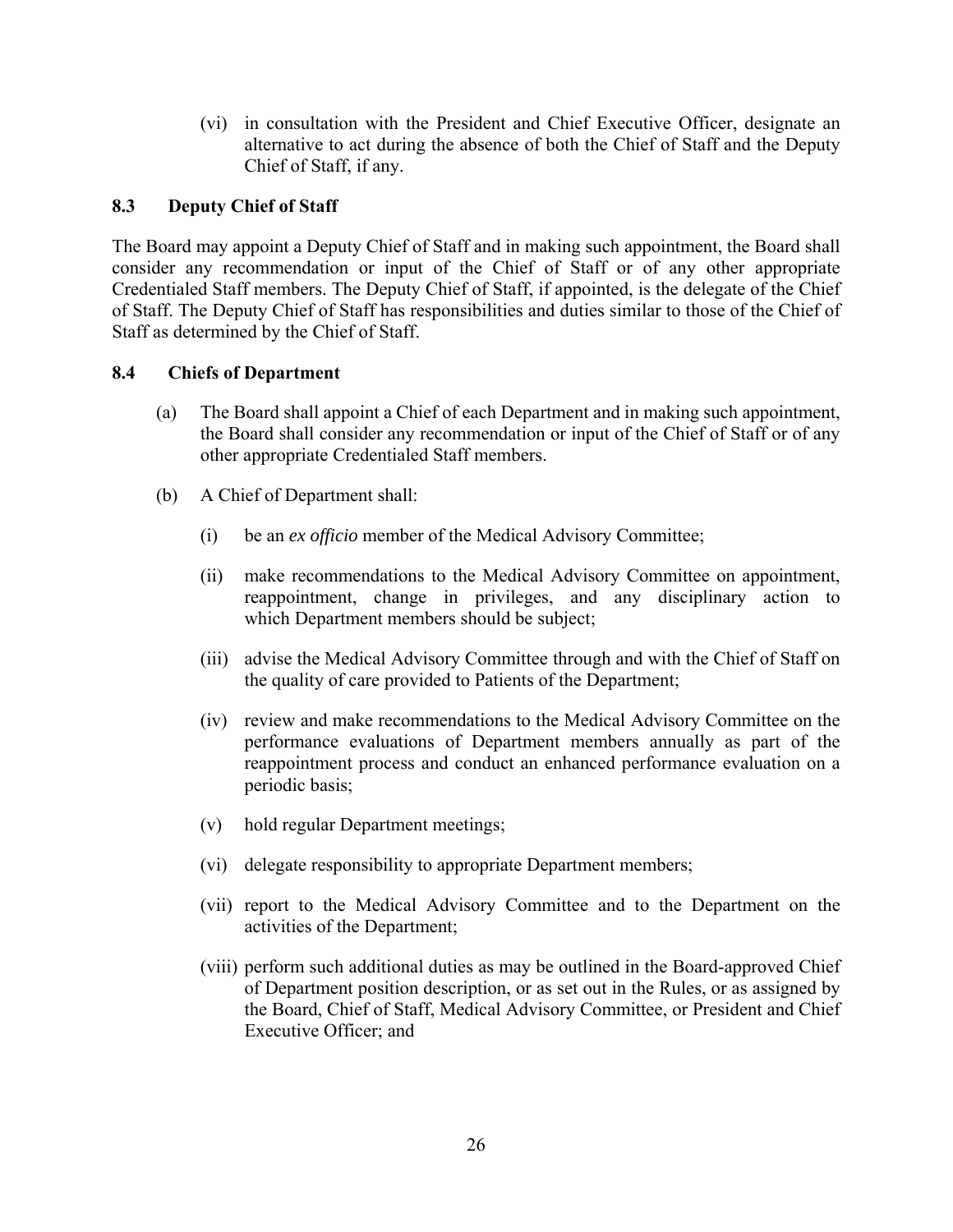(vi) in consultation with the President and Chief Executive Officer, designate an alternative to act during the absence of both the Chief of Staff and the Deputy Chief of Staff, if any.

### 8.3 Deputy Chief of Staff

The Board may appoint a Deputy Chief of Staff and in making such appointment, the Board shall consider any recommendation or input of the Chief of Staff or of any other appropriate Credentialed Staff members. The Deputy Chief of Staff, if appointed, is the delegate of the Chief of Staff. The Deputy Chief of Staff has responsibilities and duties similar to those of the Chief of Staff as determined by the Chief of Staff.

### 8.4 Chiefs of Department

(a) The Board shall appoint a Chief of each Department and in making such appointment, the Board shall consider any recommendation or input of the Chief of Staff or of any other appropriate Credentialed Staff members.

(b) A Chief of Department shall:

(i) be an *ex officio* member of the Medical Advisory Committee;

(ii) make recommendations to the Medical Advisory Committee on appointment, reappointment, change in privileges, and any disciplinary action to which Department members should be subject;

(iii) advise the Medical Advisory Committee through and with the Chief of Staff on the quality of care provided to Patients of the Department;

(iv) review and make recommendations to the Medical Advisory Committee on the performance evaluations of Department members annually as part of the reappointment process and conduct an enhanced performance evaluation on a periodic basis;

(v) hold regular Department meetings;

(vi) delegate responsibility to appropriate Department members;

(vii) report to the Medical Advisory Committee and to the Department on the activities of the Department;

(viii) perform such additional duties as may be outlined in the Board-approved Chief of Department position description, or as set out in the Rules, or as assigned by the Board, Chief of Staff, Medical Advisory Committee, or President and Chief Executive Officer; and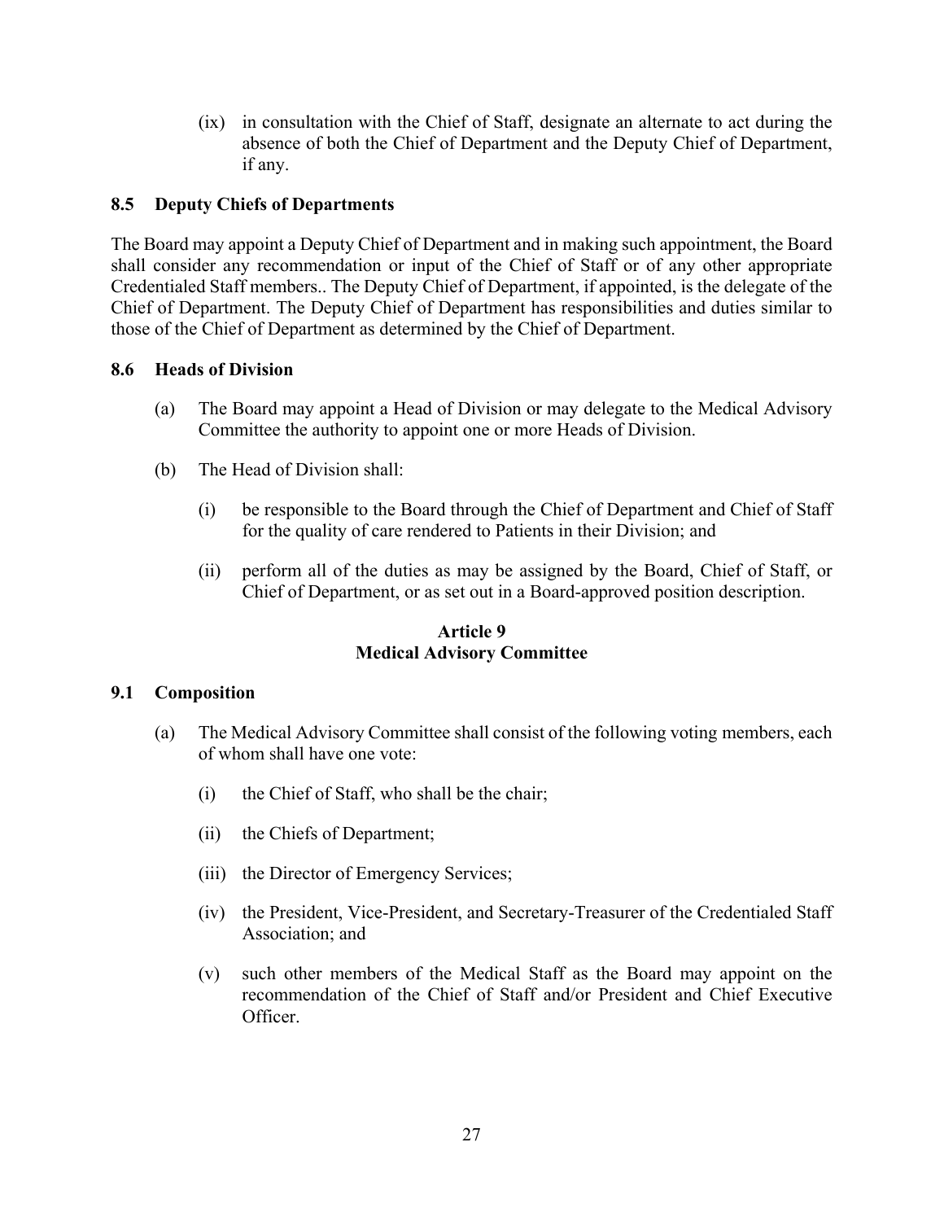(ix) in consultation with the Chief of Staff, designate an alternate to act during the absence of both the Chief of Department and the Deputy Chief of Department, if any.

### 8.5 Deputy Chiefs of Departments

The Board may appoint a Deputy Chief of Department and in making such appointment, the Board shall consider any recommendation or input of the Chief of Staff or of any other appropriate Credentialed Staff members.. The Deputy Chief of Department, if appointed, is the delegate of the Chief of Department. The Deputy Chief of Department has responsibilities and duties similar to those of the Chief of Department as determined by the Chief of Department.

### 8.6 Heads of Division

(a) The Board may appoint a Head of Division or may delegate to the Medical Advisory Committee the authority to appoint one or more Heads of Division.

(b) The Head of Division shall:

(i) be responsible to the Board through the Chief of Department and Chief of Staff for the quality of care rendered to Patients in their Division; and

(ii) perform all of the duties as may be assigned by the Board, Chief of Staff, or Chief of Department, or as set out in a Board-approved position description.

## Article 9
## Medical Advisory Committee

### 9.1 Composition

(a) The Medical Advisory Committee shall consist of the following voting members, each of whom shall have one vote:

(i) the Chief of Staff, who shall be the chair;

(ii) the Chiefs of Department;

(iii) the Director of Emergency Services;

(iv) the President, Vice-President, and Secretary-Treasurer of the Credentialed Staff Association; and

(v) such other members of the Medical Staff as the Board may appoint on the recommendation of the Chief of Staff and/or President and Chief Executive Officer.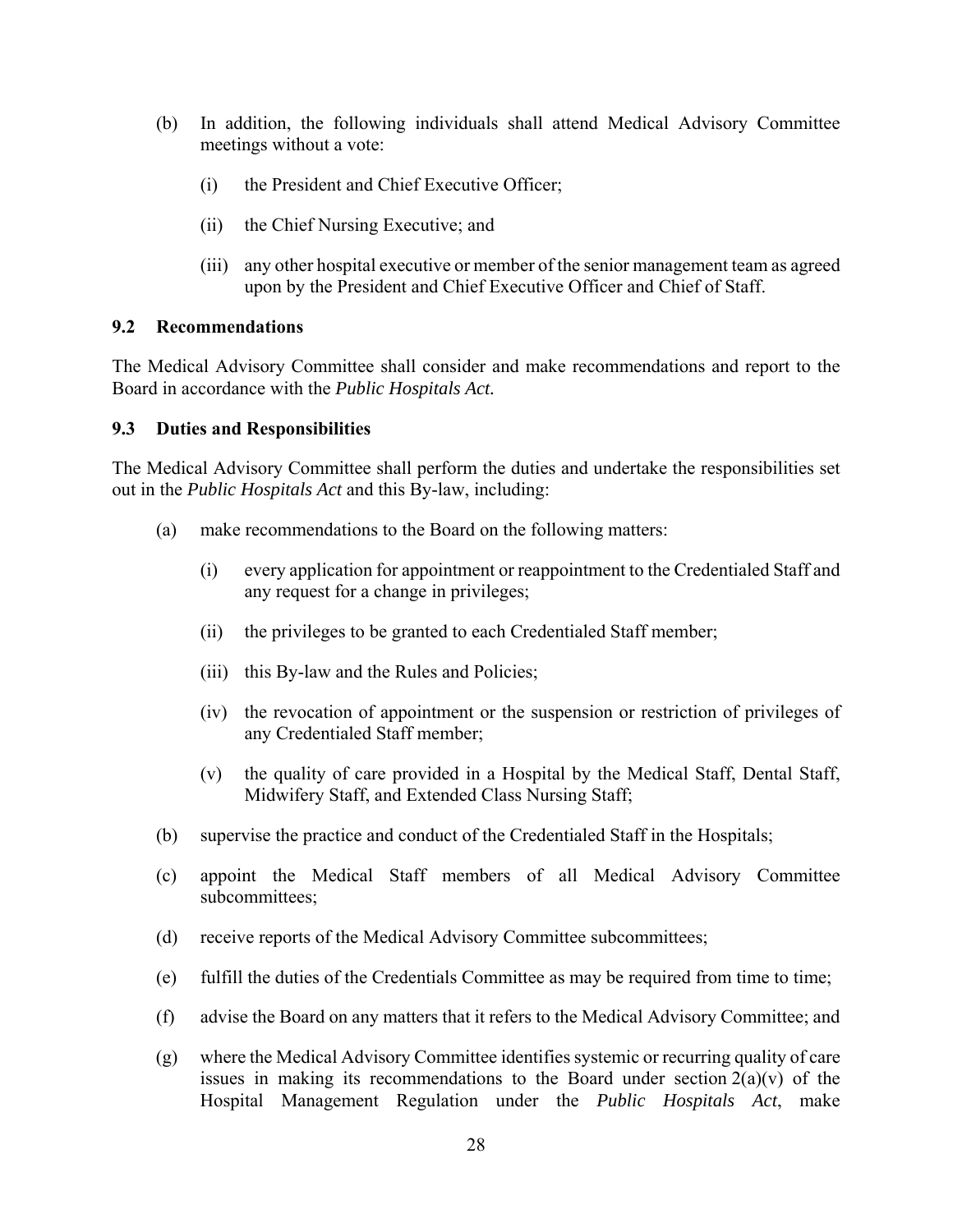(b) In addition, the following individuals shall attend Medical Advisory Committee meetings without a vote:

   (i) the President and Chief Executive Officer;

   (ii) the Chief Nursing Executive; and

   (iii) any other hospital executive or member of the senior management team as agreed upon by the President and Chief Executive Officer and Chief of Staff.

### 9.2 Recommendations

The Medical Advisory Committee shall consider and make recommendations and report to the Board in accordance with the *Public Hospitals Act.*

### 9.3 Duties and Responsibilities

The Medical Advisory Committee shall perform the duties and undertake the responsibilities set out in the *Public Hospitals Act* and this By-law, including:

(a) make recommendations to the Board on the following matters:

   (i) every application for appointment or reappointment to the Credentialed Staff and any request for a change in privileges;

   (ii) the privileges to be granted to each Credentialed Staff member;

   (iii) this By-law and the Rules and Policies;

   (iv) the revocation of appointment or the suspension or restriction of privileges of any Credentialed Staff member;

   (v) the quality of care provided in a Hospital by the Medical Staff, Dental Staff, Midwifery Staff, and Extended Class Nursing Staff;

(b) supervise the practice and conduct of the Credentialed Staff in the Hospitals;

(c) appoint the Medical Staff members of all Medical Advisory Committee subcommittees;

(d) receive reports of the Medical Advisory Committee subcommittees;

(e) fulfill the duties of the Credentials Committee as may be required from time to time;

(f) advise the Board on any matters that it refers to the Medical Advisory Committee; and

(g) where the Medical Advisory Committee identifies systemic or recurring quality of care issues in making its recommendations to the Board under section 2(a)(v) of the Hospital Management Regulation under the *Public Hospitals Act*, make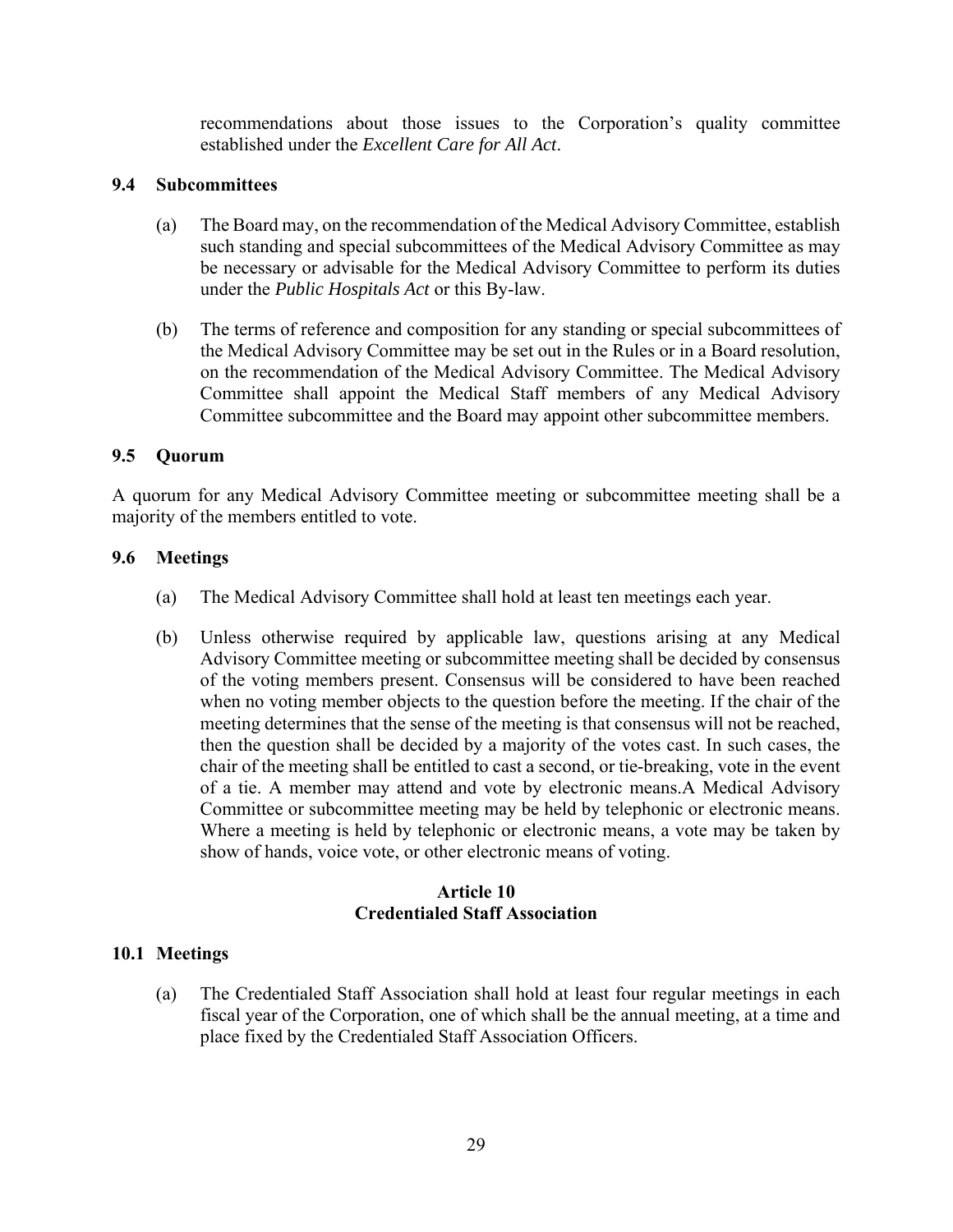recommendations about those issues to the Corporation's quality committee established under the *Excellent Care for All Act*.

### 9.4 Subcommittees

(a) The Board may, on the recommendation of the Medical Advisory Committee, establish such standing and special subcommittees of the Medical Advisory Committee as may be necessary or advisable for the Medical Advisory Committee to perform its duties under the *Public Hospitals Act* or this By-law.

(b) The terms of reference and composition for any standing or special subcommittees of the Medical Advisory Committee may be set out in the Rules or in a Board resolution, on the recommendation of the Medical Advisory Committee. The Medical Advisory Committee shall appoint the Medical Staff members of any Medical Advisory Committee subcommittee and the Board may appoint other subcommittee members.

### 9.5 Quorum

A quorum for any Medical Advisory Committee meeting or subcommittee meeting shall be a majority of the members entitled to vote.

### 9.6 Meetings

(a) The Medical Advisory Committee shall hold at least ten meetings each year.

(b) Unless otherwise required by applicable law, questions arising at any Medical Advisory Committee meeting or subcommittee meeting shall be decided by consensus of the voting members present. Consensus will be considered to have been reached when no voting member objects to the question before the meeting. If the chair of the meeting determines that the sense of the meeting is that consensus will not be reached, then the question shall be decided by a majority of the votes cast. In such cases, the chair of the meeting shall be entitled to cast a second, or tie-breaking, vote in the event of a tie. A member may attend and vote by electronic means.A Medical Advisory Committee or subcommittee meeting may be held by telephonic or electronic means. Where a meeting is held by telephonic or electronic means, a vote may be taken by show of hands, voice vote, or other electronic means of voting.

## Article 10
## Credentialed Staff Association

### 10.1 Meetings

(a) The Credentialed Staff Association shall hold at least four regular meetings in each fiscal year of the Corporation, one of which shall be the annual meeting, at a time and place fixed by the Credentialed Staff Association Officers.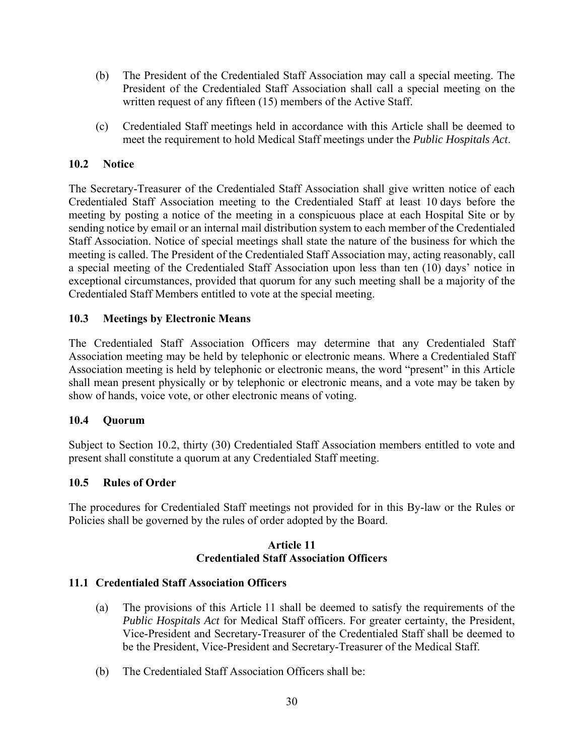(b) The President of the Credentialed Staff Association may call a special meeting. The President of the Credentialed Staff Association shall call a special meeting on the written request of any fifteen (15) members of the Active Staff.

(c) Credentialed Staff meetings held in accordance with this Article shall be deemed to meet the requirement to hold Medical Staff meetings under the *Public Hospitals Act*.

### 10.2 Notice

The Secretary-Treasurer of the Credentialed Staff Association shall give written notice of each Credentialed Staff Association meeting to the Credentialed Staff at least 10 days before the meeting by posting a notice of the meeting in a conspicuous place at each Hospital Site or by sending notice by email or an internal mail distribution system to each member of the Credentialed Staff Association. Notice of special meetings shall state the nature of the business for which the meeting is called. The President of the Credentialed Staff Association may, acting reasonably, call a special meeting of the Credentialed Staff Association upon less than ten (10) days' notice in exceptional circumstances, provided that quorum for any such meeting shall be a majority of the Credentialed Staff Members entitled to vote at the special meeting.

### 10.3 Meetings by Electronic Means

The Credentialed Staff Association Officers may determine that any Credentialed Staff Association meeting may be held by telephonic or electronic means. Where a Credentialed Staff Association meeting is held by telephonic or electronic means, the word "present" in this Article shall mean present physically or by telephonic or electronic means, and a vote may be taken by show of hands, voice vote, or other electronic means of voting.

### 10.4 Quorum

Subject to Section 10.2, thirty (30) Credentialed Staff Association members entitled to vote and present shall constitute a quorum at any Credentialed Staff meeting.

### 10.5 Rules of Order

The procedures for Credentialed Staff meetings not provided for in this By-law or the Rules or Policies shall be governed by the rules of order adopted by the Board.

## Article 11
## Credentialed Staff Association Officers

### 11.1 Credentialed Staff Association Officers

(a) The provisions of this Article 11 shall be deemed to satisfy the requirements of the *Public Hospitals Act* for Medical Staff officers. For greater certainty, the President, Vice-President and Secretary-Treasurer of the Credentialed Staff shall be deemed to be the President, Vice-President and Secretary-Treasurer of the Medical Staff.

(b) The Credentialed Staff Association Officers shall be: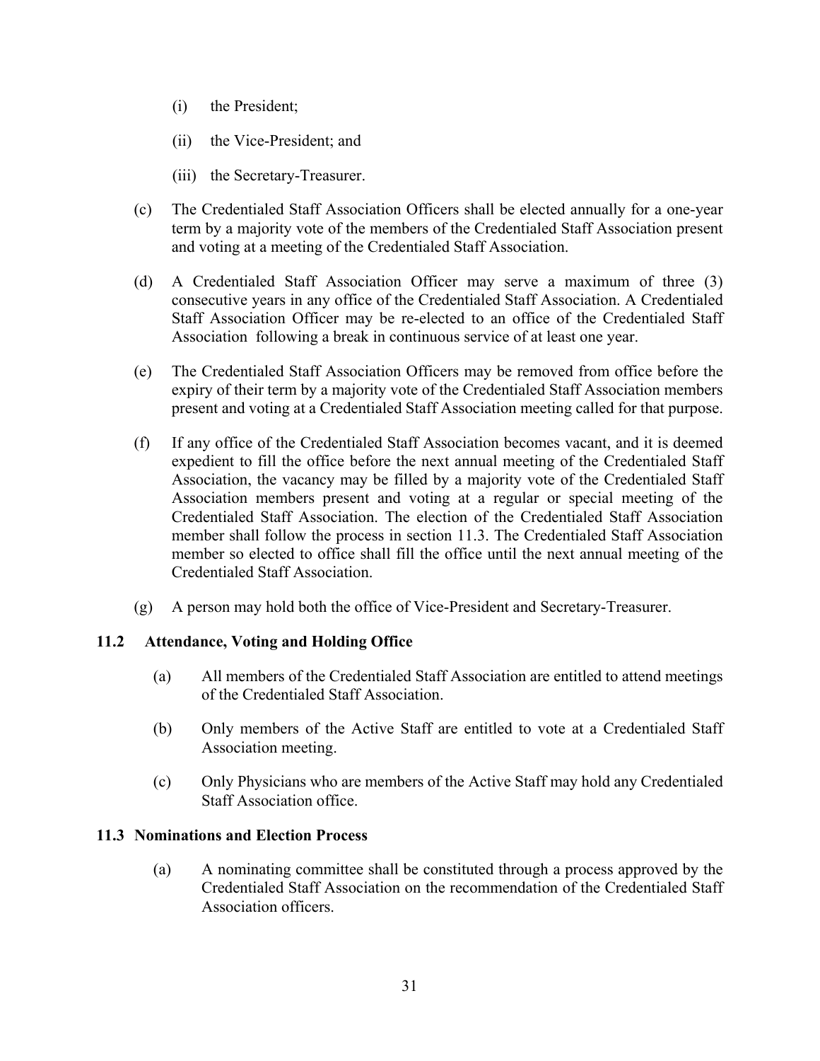(i) the President;

(ii) the Vice-President; and

(iii) the Secretary-Treasurer.

(c) The Credentialed Staff Association Officers shall be elected annually for a one-year term by a majority vote of the members of the Credentialed Staff Association present and voting at a meeting of the Credentialed Staff Association.

(d) A Credentialed Staff Association Officer may serve a maximum of three (3) consecutive years in any office of the Credentialed Staff Association. A Credentialed Staff Association Officer may be re-elected to an office of the Credentialed Staff Association following a break in continuous service of at least one year.

(e) The Credentialed Staff Association Officers may be removed from office before the expiry of their term by a majority vote of the Credentialed Staff Association members present and voting at a Credentialed Staff Association meeting called for that purpose.

(f) If any office of the Credentialed Staff Association becomes vacant, and it is deemed expedient to fill the office before the next annual meeting of the Credentialed Staff Association, the vacancy may be filled by a majority vote of the Credentialed Staff Association members present and voting at a regular or special meeting of the Credentialed Staff Association. The election of the Credentialed Staff Association member shall follow the process in section 11.3. The Credentialed Staff Association member so elected to office shall fill the office until the next annual meeting of the Credentialed Staff Association.

(g) A person may hold both the office of Vice-President and Secretary-Treasurer.

### 11.2 Attendance, Voting and Holding Office

(a) All members of the Credentialed Staff Association are entitled to attend meetings of the Credentialed Staff Association.

(b) Only members of the Active Staff are entitled to vote at a Credentialed Staff Association meeting.

(c) Only Physicians who are members of the Active Staff may hold any Credentialed Staff Association office.

### 11.3 Nominations and Election Process

(a) A nominating committee shall be constituted through a process approved by the Credentialed Staff Association on the recommendation of the Credentialed Staff Association officers.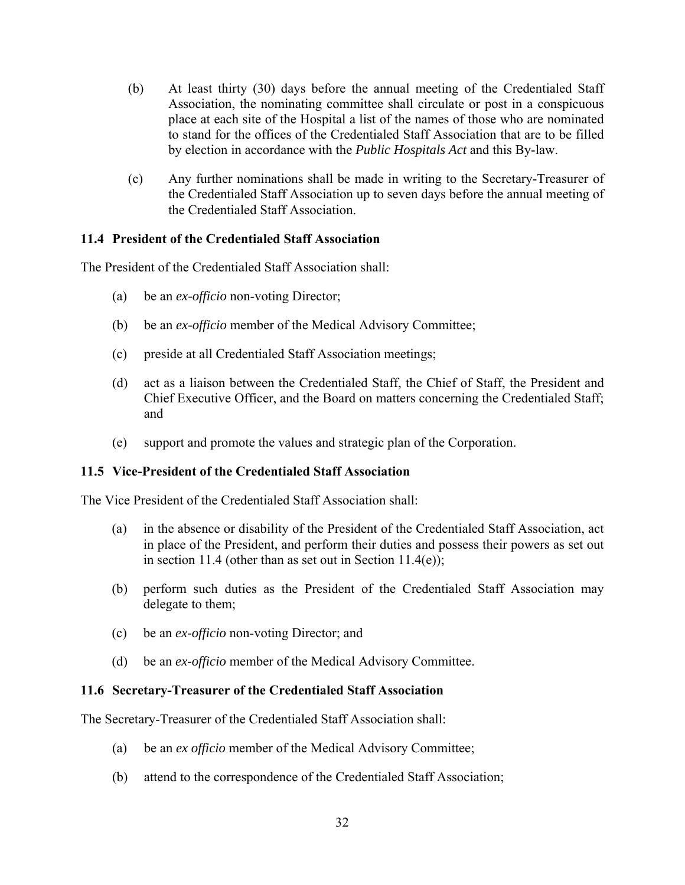(b) At least thirty (30) days before the annual meeting of the Credentialed Staff Association, the nominating committee shall circulate or post in a conspicuous place at each site of the Hospital a list of the names of those who are nominated to stand for the offices of the Credentialed Staff Association that are to be filled by election in accordance with the *Public Hospitals Act* and this By-law.

(c) Any further nominations shall be made in writing to the Secretary-Treasurer of the Credentialed Staff Association up to seven days before the annual meeting of the Credentialed Staff Association.

### 11.4 President of the Credentialed Staff Association

The President of the Credentialed Staff Association shall:

(a) be an *ex-officio* non-voting Director;

(b) be an *ex-officio* member of the Medical Advisory Committee;

(c) preside at all Credentialed Staff Association meetings;

(d) act as a liaison between the Credentialed Staff, the Chief of Staff, the President and Chief Executive Officer, and the Board on matters concerning the Credentialed Staff; and

(e) support and promote the values and strategic plan of the Corporation.

### 11.5 Vice-President of the Credentialed Staff Association

The Vice President of the Credentialed Staff Association shall:

(a) in the absence or disability of the President of the Credentialed Staff Association, act in place of the President, and perform their duties and possess their powers as set out in section 11.4 (other than as set out in Section 11.4(e));

(b) perform such duties as the President of the Credentialed Staff Association may delegate to them;

(c) be an *ex-officio* non-voting Director; and

(d) be an *ex-officio* member of the Medical Advisory Committee.

### 11.6 Secretary-Treasurer of the Credentialed Staff Association

The Secretary-Treasurer of the Credentialed Staff Association shall:

(a) be an *ex officio* member of the Medical Advisory Committee;

(b) attend to the correspondence of the Credentialed Staff Association;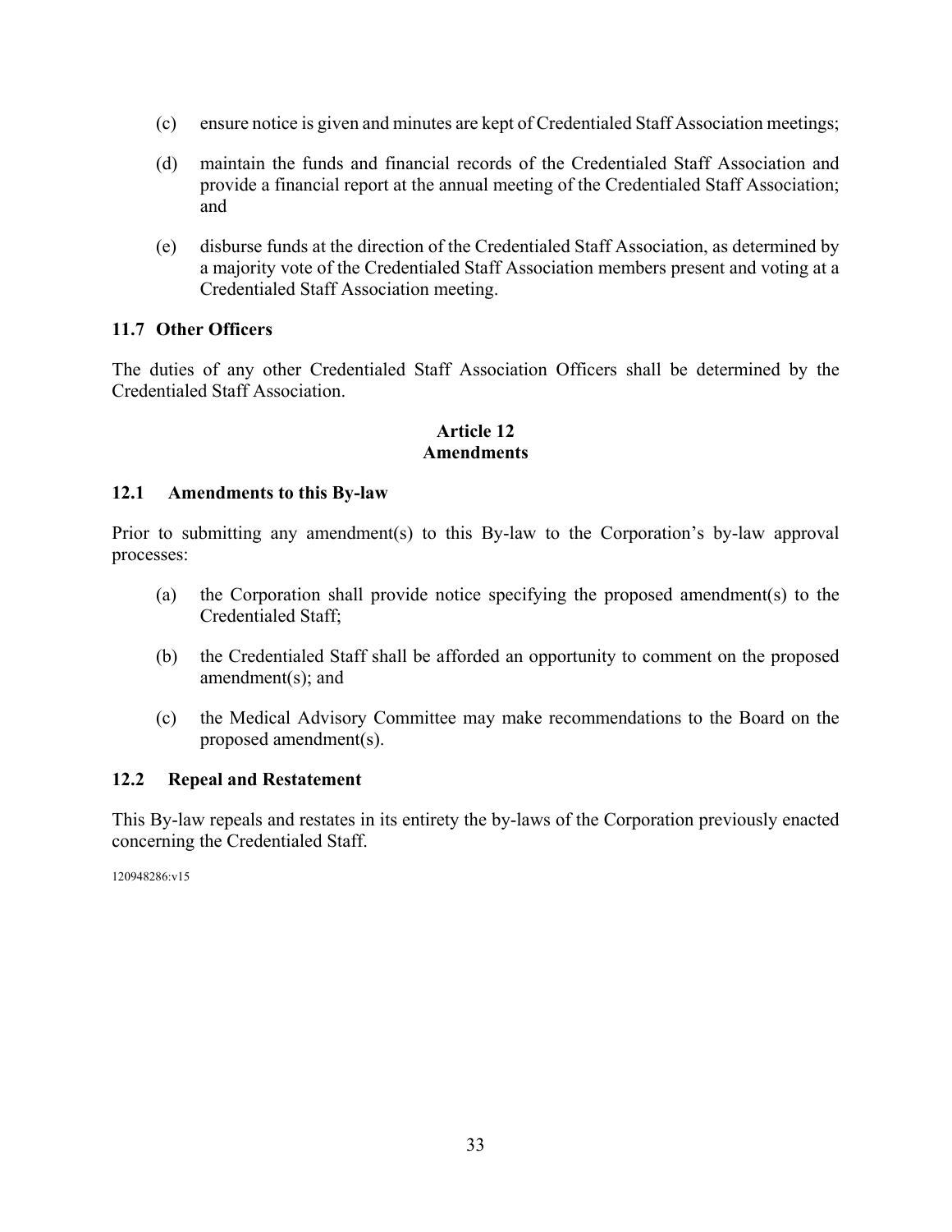(c) ensure notice is given and minutes are kept of Credentialed Staff Association meetings;

(d) maintain the funds and financial records of the Credentialed Staff Association and provide a financial report at the annual meeting of the Credentialed Staff Association; and

(e) disburse funds at the direction of the Credentialed Staff Association, as determined by a majority vote of the Credentialed Staff Association members present and voting at a Credentialed Staff Association meeting.

### 11.7 Other Officers

The duties of any other Credentialed Staff Association Officers shall be determined by the Credentialed Staff Association.

## Article 12
## Amendments

### 12.1 Amendments to this By-law

Prior to submitting any amendment(s) to this By-law to the Corporation's by-law approval processes:

(a) the Corporation shall provide notice specifying the proposed amendment(s) to the Credentialed Staff;

(b) the Credentialed Staff shall be afforded an opportunity to comment on the proposed amendment(s); and

(c) the Medical Advisory Committee may make recommendations to the Board on the proposed amendment(s).

### 12.2 Repeal and Restatement

This By-law repeals and restates in its entirety the by-laws of the Corporation previously enacted concerning the Credentialed Staff.

120948286:v15